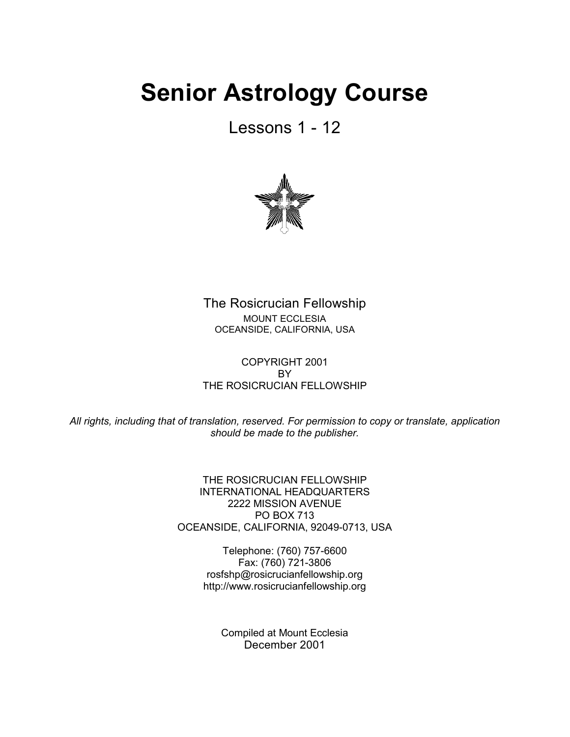# Senior Astrology Course

Lessons 1 - 12

The Rosicrucian Fellowship
MOUNT ECCLESIA
OCEANSIDE, CALIFORNIA, USA

COPYRIGHT 2001
BY
THE ROSICRUCIAN FELLOWSHIP

*All rights, including that of translation, reserved. For permission to copy or translate, application should be made to the publisher.*

THE ROSICRUCIAN FELLOWSHIP
INTERNATIONAL HEADQUARTERS
2222 MISSION AVENUE
PO BOX 713
OCEANSIDE, CALIFORNIA, 92049-0713, USA

Telephone: (760) 757-6600
Fax: (760) 721-3806
rosfshp@rosicrucianfellowship.org
http://www.rosicrucianfellowship.org

Compiled at Mount Ecclesia
December 2001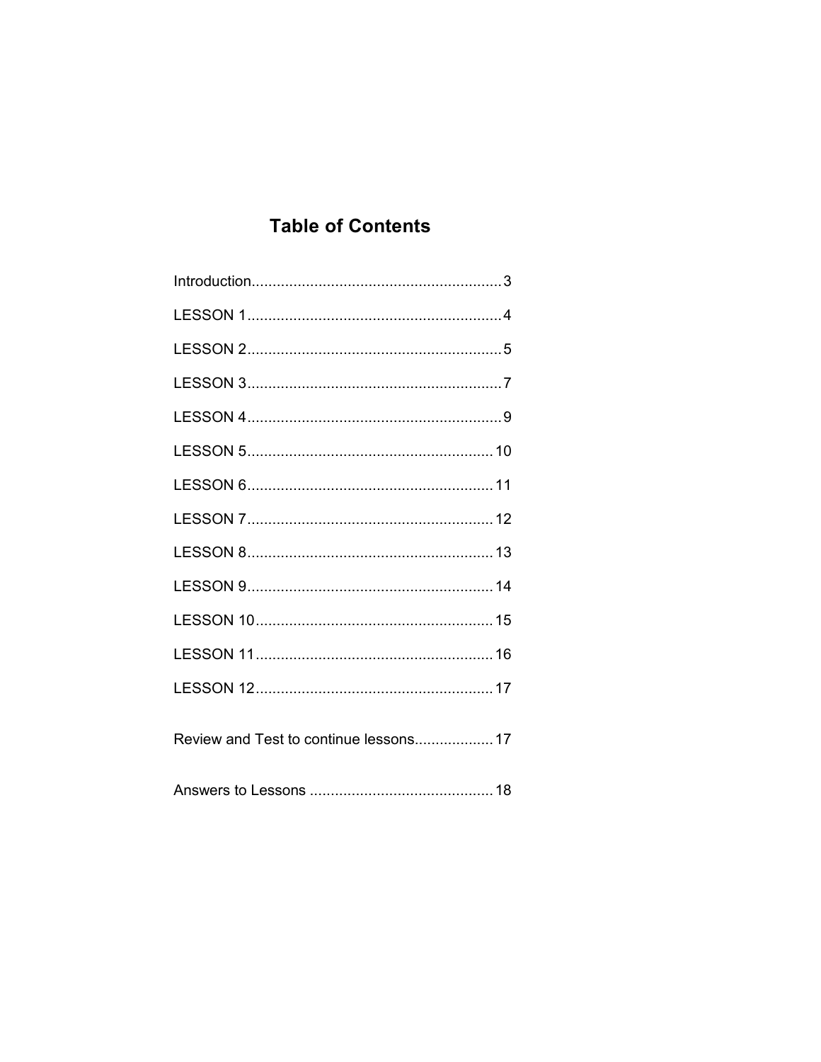# Table of Contents

Introduction............................................................3

LESSON 1.............................................................4

LESSON 2.............................................................5

LESSON 3.............................................................7

LESSON 4.............................................................9

LESSON 5...........................................................10

LESSON 6...........................................................11

LESSON 7...........................................................12

LESSON 8...........................................................13

LESSON 9...........................................................14

LESSON 10.........................................................15

LESSON 11.........................................................16

LESSON 12.........................................................17

Review and Test to continue lessons...................17

Answers to Lessons ............................................18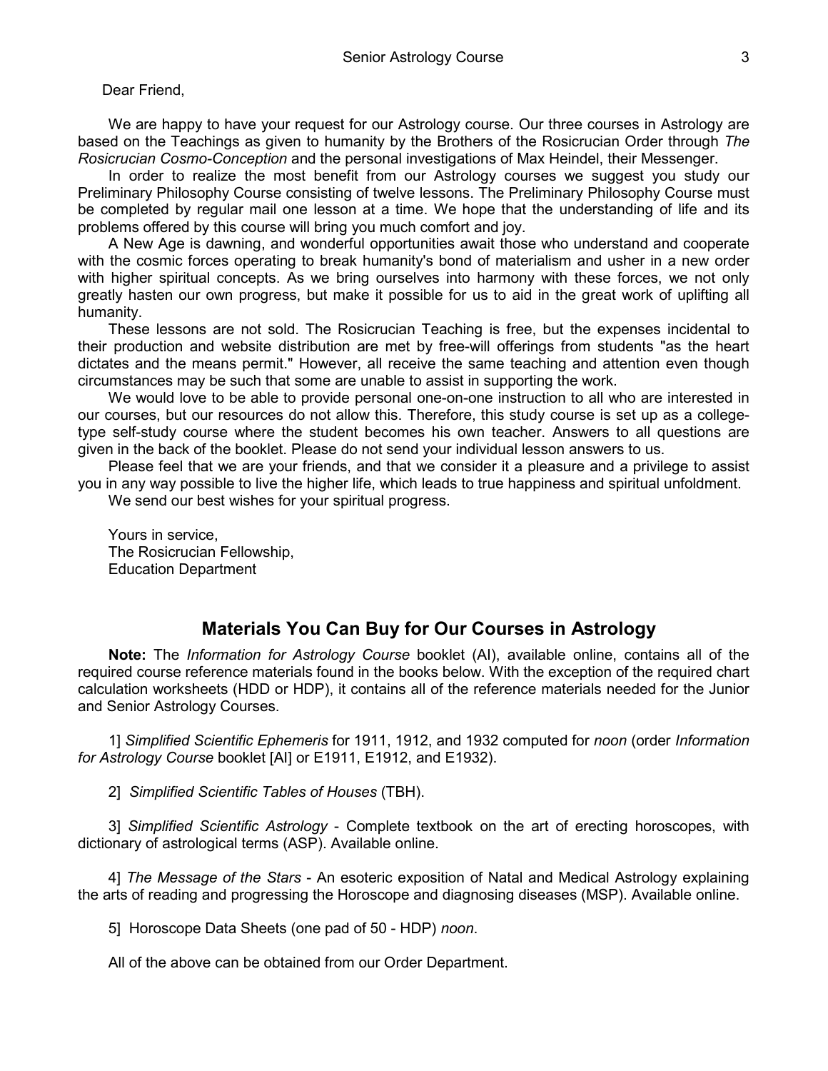Dear Friend,

We are happy to have your request for our Astrology course. Our three courses in Astrology are based on the Teachings as given to humanity by the Brothers of the Rosicrucian Order through *The Rosicrucian Cosmo-Conception* and the personal investigations of Max Heindel, their Messenger.

In order to realize the most benefit from our Astrology courses we suggest you study our Preliminary Philosophy Course consisting of twelve lessons. The Preliminary Philosophy Course must be completed by regular mail one lesson at a time. We hope that the understanding of life and its problems offered by this course will bring you much comfort and joy.

A New Age is dawning, and wonderful opportunities await those who understand and cooperate with the cosmic forces operating to break humanity's bond of materialism and usher in a new order with higher spiritual concepts. As we bring ourselves into harmony with these forces, we not only greatly hasten our own progress, but make it possible for us to aid in the great work of uplifting all humanity.

These lessons are not sold. The Rosicrucian Teaching is free, but the expenses incidental to their production and website distribution are met by free-will offerings from students "as the heart dictates and the means permit." However, all receive the same teaching and attention even though circumstances may be such that some are unable to assist in supporting the work.

We would love to be able to provide personal one-on-one instruction to all who are interested in our courses, but our resources do not allow this. Therefore, this study course is set up as a college-type self-study course where the student becomes his own teacher. Answers to all questions are given in the back of the booklet. Please do not send your individual lesson answers to us.

Please feel that we are your friends, and that we consider it a pleasure and a privilege to assist you in any way possible to live the higher life, which leads to true happiness and spiritual unfoldment.

We send our best wishes for your spiritual progress.

Yours in service,
The Rosicrucian Fellowship,
Education Department

## Materials You Can Buy for Our Courses in Astrology

**Note:** The *Information for Astrology Course* booklet (AI), available online, contains all of the required course reference materials found in the books below. With the exception of the required chart calculation worksheets (HDD or HDP), it contains all of the reference materials needed for the Junior and Senior Astrology Courses.

1] *Simplified Scientific Ephemeris* for 1911, 1912, and 1932 computed for *noon* (order *Information for Astrology Course* booklet [AI] or E1911, E1912, and E1932).

2] *Simplified Scientific Tables of Houses* (TBH).

3] *Simplified Scientific Astrology* - Complete textbook on the art of erecting horoscopes, with dictionary of astrological terms (ASP). Available online.

4] *The Message of the Stars* - An esoteric exposition of Natal and Medical Astrology explaining the arts of reading and progressing the Horoscope and diagnosing diseases (MSP). Available online.

5] Horoscope Data Sheets (one pad of 50 - HDP) *noon*.

All of the above can be obtained from our Order Department.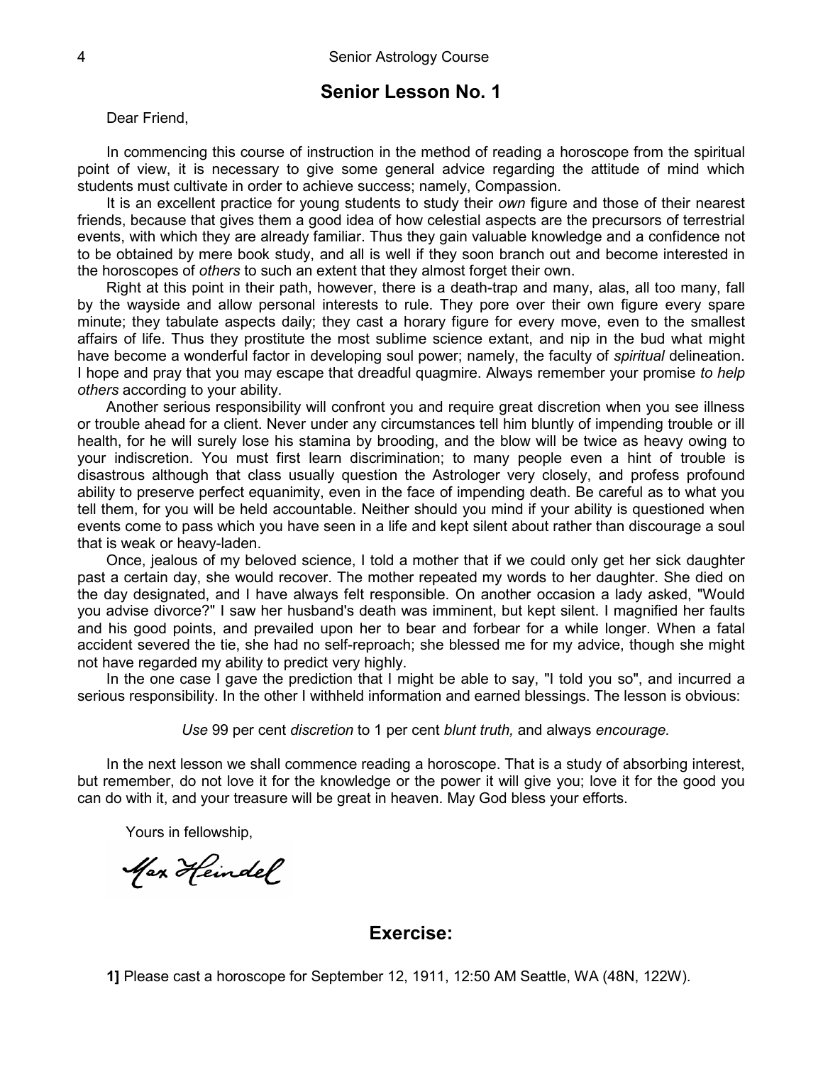## Senior Lesson No. 1

Dear Friend,

In commencing this course of instruction in the method of reading a horoscope from the spiritual point of view, it is necessary to give some general advice regarding the attitude of mind which students must cultivate in order to achieve success; namely, Compassion.

It is an excellent practice for young students to study their *own* figure and those of their nearest friends, because that gives them a good idea of how celestial aspects are the precursors of terrestrial events, with which they are already familiar. Thus they gain valuable knowledge and a confidence not to be obtained by mere book study, and all is well if they soon branch out and become interested in the horoscopes of *others* to such an extent that they almost forget their own.

Right at this point in their path, however, there is a death-trap and many, alas, all too many, fall by the wayside and allow personal interests to rule. They pore over their own figure every spare minute; they tabulate aspects daily; they cast a horary figure for every move, even to the smallest affairs of life. Thus they prostitute the most sublime science extant, and nip in the bud what might have become a wonderful factor in developing soul power; namely, the faculty of *spiritual* delineation. I hope and pray that you may escape that dreadful quagmire. Always remember your promise *to help others* according to your ability.

Another serious responsibility will confront you and require great discretion when you see illness or trouble ahead for a client. Never under any circumstances tell him bluntly of impending trouble or ill health, for he will surely lose his stamina by brooding, and the blow will be twice as heavy owing to your indiscretion. You must first learn discrimination; to many people even a hint of trouble is disastrous although that class usually question the Astrologer very closely, and profess profound ability to preserve perfect equanimity, even in the face of impending death. Be careful as to what you tell them, for you will be held accountable. Neither should you mind if your ability is questioned when events come to pass which you have seen in a life and kept silent about rather than discourage a soul that is weak or heavy-laden.

Once, jealous of my beloved science, I told a mother that if we could only get her sick daughter past a certain day, she would recover. The mother repeated my words to her daughter. She died on the day designated, and I have always felt responsible. On another occasion a lady asked, "Would you advise divorce?" I saw her husband's death was imminent, but kept silent. I magnified her faults and his good points, and prevailed upon her to bear and forbear for a while longer. When a fatal accident severed the tie, she had no self-reproach; she blessed me for my advice, though she might not have regarded my ability to predict very highly.

In the one case I gave the prediction that I might be able to say, "I told you so", and incurred a serious responsibility. In the other I withheld information and earned blessings. The lesson is obvious:

*Use* 99 per cent *discretion* to 1 per cent *blunt truth,* and always *encourage.*

In the next lesson we shall commence reading a horoscope. That is a study of absorbing interest, but remember, do not love it for the knowledge or the power it will give you; love it for the good you can do with it, and your treasure will be great in heaven. May God bless your efforts.

Yours in fellowship,

Max Heindel

## Exercise:

**1]** Please cast a horoscope for September 12, 1911, 12:50 AM Seattle, WA (48N, 122W).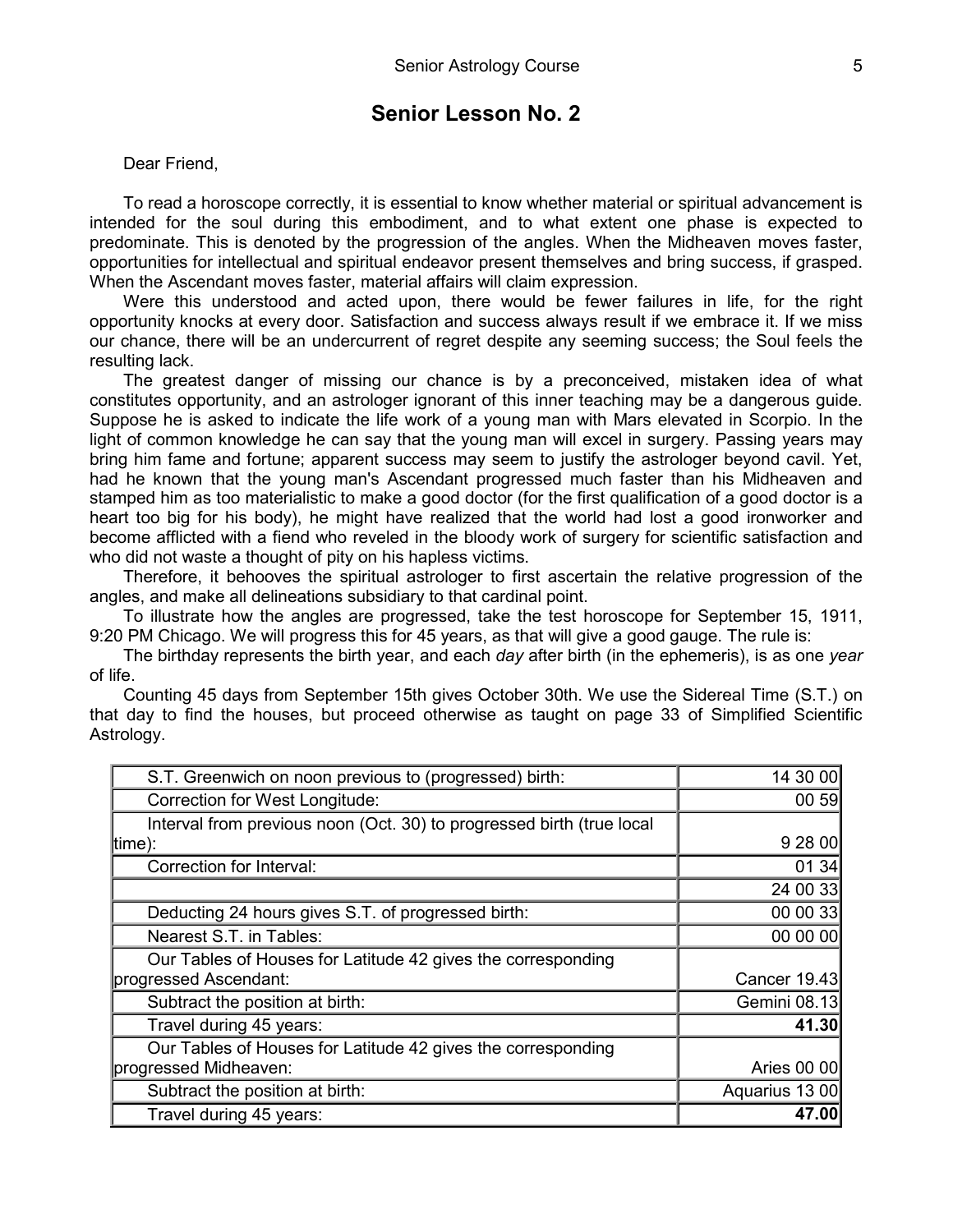# Senior Lesson No. 2

Dear Friend,

To read a horoscope correctly, it is essential to know whether material or spiritual advancement is intended for the soul during this embodiment, and to what extent one phase is expected to predominate. This is denoted by the progression of the angles. When the Midheaven moves faster, opportunities for intellectual and spiritual endeavor present themselves and bring success, if grasped. When the Ascendant moves faster, material affairs will claim expression.

Were this understood and acted upon, there would be fewer failures in life, for the right opportunity knocks at every door. Satisfaction and success always result if we embrace it. If we miss our chance, there will be an undercurrent of regret despite any seeming success; the Soul feels the resulting lack.

The greatest danger of missing our chance is by a preconceived, mistaken idea of what constitutes opportunity, and an astrologer ignorant of this inner teaching may be a dangerous guide. Suppose he is asked to indicate the life work of a young man with Mars elevated in Scorpio. In the light of common knowledge he can say that the young man will excel in surgery. Passing years may bring him fame and fortune; apparent success may seem to justify the astrologer beyond cavil. Yet, had he known that the young man's Ascendant progressed much faster than his Midheaven and stamped him as too materialistic to make a good doctor (for the first qualification of a good doctor is a heart too big for his body), he might have realized that the world had lost a good ironworker and become afflicted with a fiend who reveled in the bloody work of surgery for scientific satisfaction and who did not waste a thought of pity on his hapless victims.

Therefore, it behooves the spiritual astrologer to first ascertain the relative progression of the angles, and make all delineations subsidiary to that cardinal point.

To illustrate how the angles are progressed, take the test horoscope for September 15, 1911, 9:20 PM Chicago. We will progress this for 45 years, as that will give a good gauge. The rule is:

The birthday represents the birth year, and each *day* after birth (in the ephemeris), is as one *year* of life.

Counting 45 days from September 15th gives October 30th. We use the Sidereal Time (S.T.) on that day to find the houses, but proceed otherwise as taught on page 33 of Simplified Scientific Astrology.

| | |
|---|---:|
| S.T. Greenwich on noon previous to (progressed) birth: | 14 30 00 |
| Correction for West Longitude: | 00 59 |
| Interval from previous noon (Oct. 30) to progressed birth (true local time): | 9 28 00 |
| Correction for Interval: | 01 34 |
| | 24 00 33 |
| Deducting 24 hours gives S.T. of progressed birth: | 00 00 33 |
| Nearest S.T. in Tables: | 00 00 00 |
| Our Tables of Houses for Latitude 42 gives the corresponding progressed Ascendant: | Cancer 19.43 |
| Subtract the position at birth: | Gemini 08.13 |
| Travel during 45 years: | **41.30** |
| Our Tables of Houses for Latitude 42 gives the corresponding progressed Midheaven: | Aries 00 00 |
| Subtract the position at birth: | Aquarius 13 00 |
| Travel during 45 years: | **47.00** |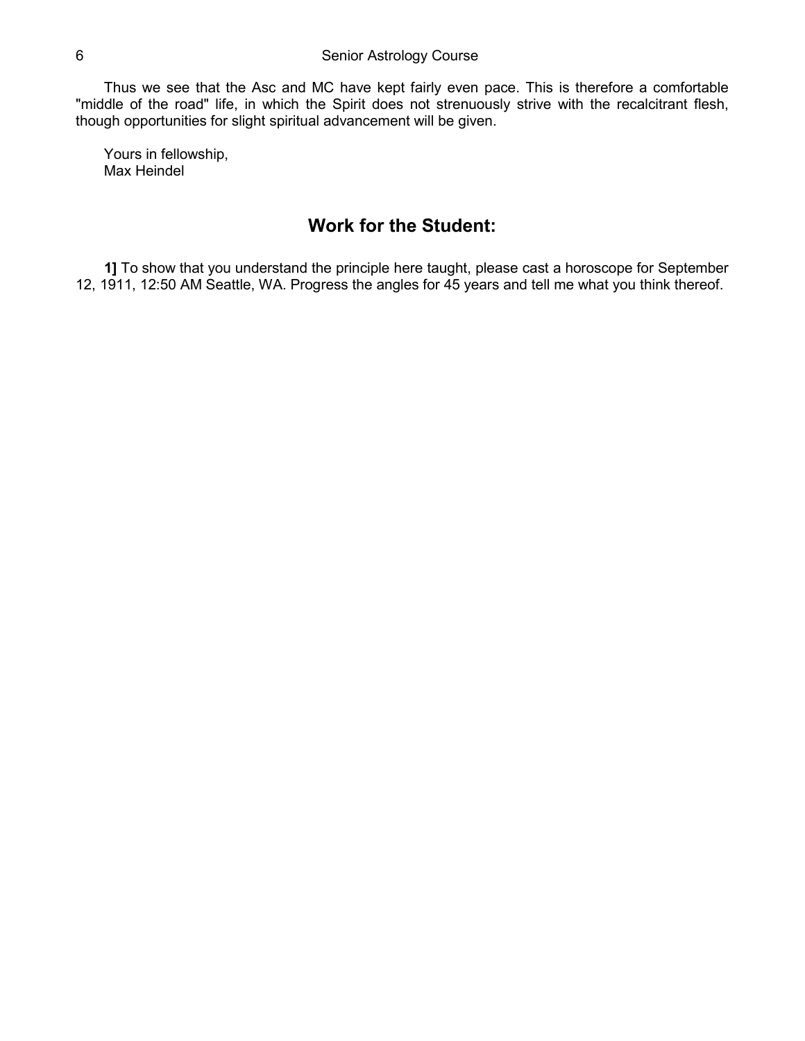Thus we see that the Asc and MC have kept fairly even pace. This is therefore a comfortable "middle of the road" life, in which the Spirit does not strenuously strive with the recalcitrant flesh, though opportunities for slight spiritual advancement will be given.

Yours in fellowship,
Max Heindel

## Work for the Student:

**1]** To show that you understand the principle here taught, please cast a horoscope for September 12, 1911, 12:50 AM Seattle, WA. Progress the angles for 45 years and tell me what you think thereof.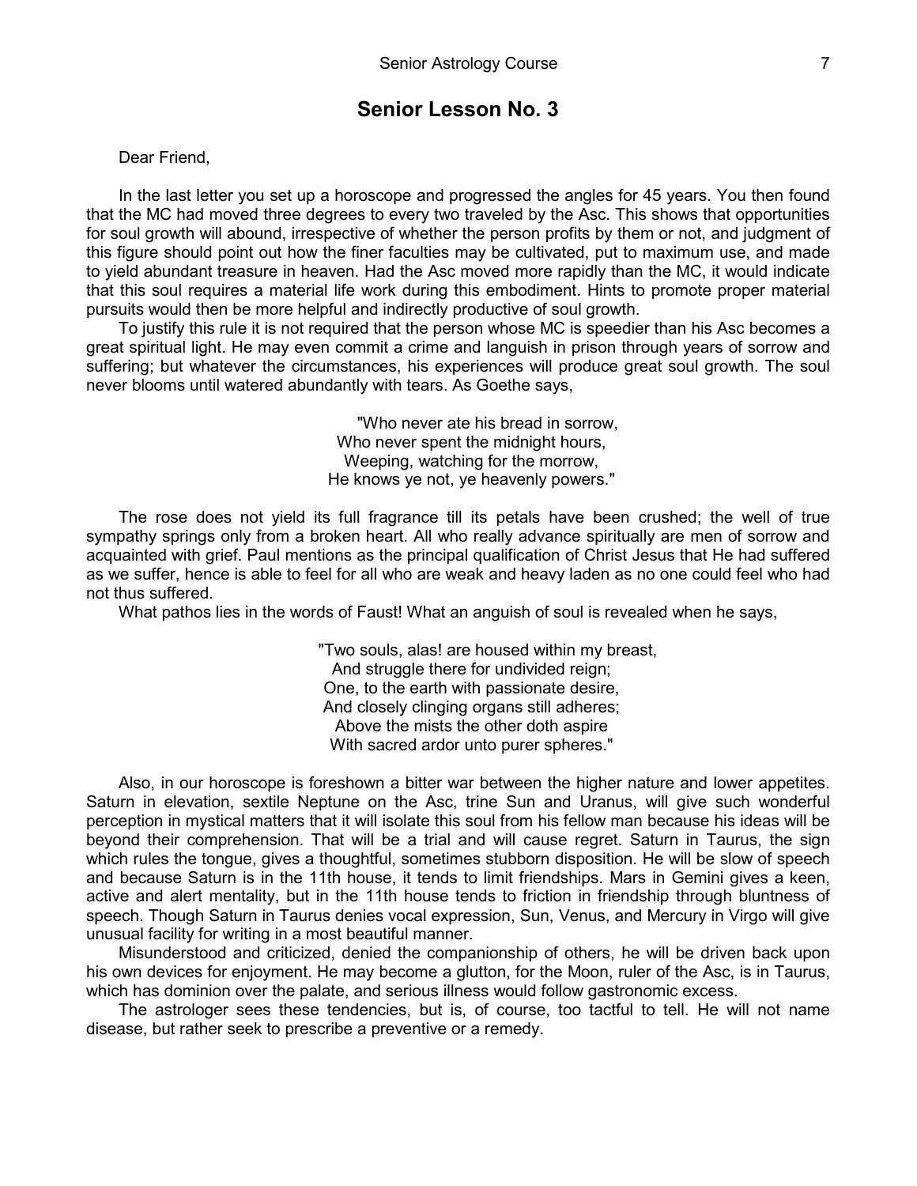## Senior Lesson No. 3

Dear Friend,

In the last letter you set up a horoscope and progressed the angles for 45 years. You then found that the MC had moved three degrees to every two traveled by the Asc. This shows that opportunities for soul growth will abound, irrespective of whether the person profits by them or not, and judgment of this figure should point out how the finer faculties may be cultivated, put to maximum use, and made to yield abundant treasure in heaven. Had the Asc moved more rapidly than the MC, it would indicate that this soul requires a material life work during this embodiment. Hints to promote proper material pursuits would then be more helpful and indirectly productive of soul growth.

To justify this rule it is not required that the person whose MC is speedier than his Asc becomes a great spiritual light. He may even commit a crime and languish in prison through years of sorrow and suffering; but whatever the circumstances, his experiences will produce great soul growth. The soul never blooms until watered abundantly with tears. As Goethe says,

> "Who never ate his bread in sorrow,
> Who never spent the midnight hours,
> Weeping, watching for the morrow,
> He knows ye not, ye heavenly powers."

The rose does not yield its full fragrance till its petals have been crushed; the well of true sympathy springs only from a broken heart. All who really advance spiritually are men of sorrow and acquainted with grief. Paul mentions as the principal qualification of Christ Jesus that He had suffered as we suffer, hence is able to feel for all who are weak and heavy laden as no one could feel who had not thus suffered.

What pathos lies in the words of Faust! What an anguish of soul is revealed when he says,

> "Two souls, alas! are housed within my breast,
> And struggle there for undivided reign;
> One, to the earth with passionate desire,
> And closely clinging organs still adheres;
> Above the mists the other doth aspire
> With sacred ardor unto purer spheres."

Also, in our horoscope is foreshown a bitter war between the higher nature and lower appetites. Saturn in elevation, sextile Neptune on the Asc, trine Sun and Uranus, will give such wonderful perception in mystical matters that it will isolate this soul from his fellow man because his ideas will be beyond their comprehension. That will be a trial and will cause regret. Saturn in Taurus, the sign which rules the tongue, gives a thoughtful, sometimes stubborn disposition. He will be slow of speech and because Saturn is in the 11th house, it tends to limit friendships. Mars in Gemini gives a keen, active and alert mentality, but in the 11th house tends to friction in friendship through bluntness of speech. Though Saturn in Taurus denies vocal expression, Sun, Venus, and Mercury in Virgo will give unusual facility for writing in a most beautiful manner.

Misunderstood and criticized, denied the companionship of others, he will be driven back upon his own devices for enjoyment. He may become a glutton, for the Moon, ruler of the Asc, is in Taurus, which has dominion over the palate, and serious illness would follow gastronomic excess.

The astrologer sees these tendencies, but is, of course, too tactful to tell. He will not name disease, but rather seek to prescribe a preventive or a remedy.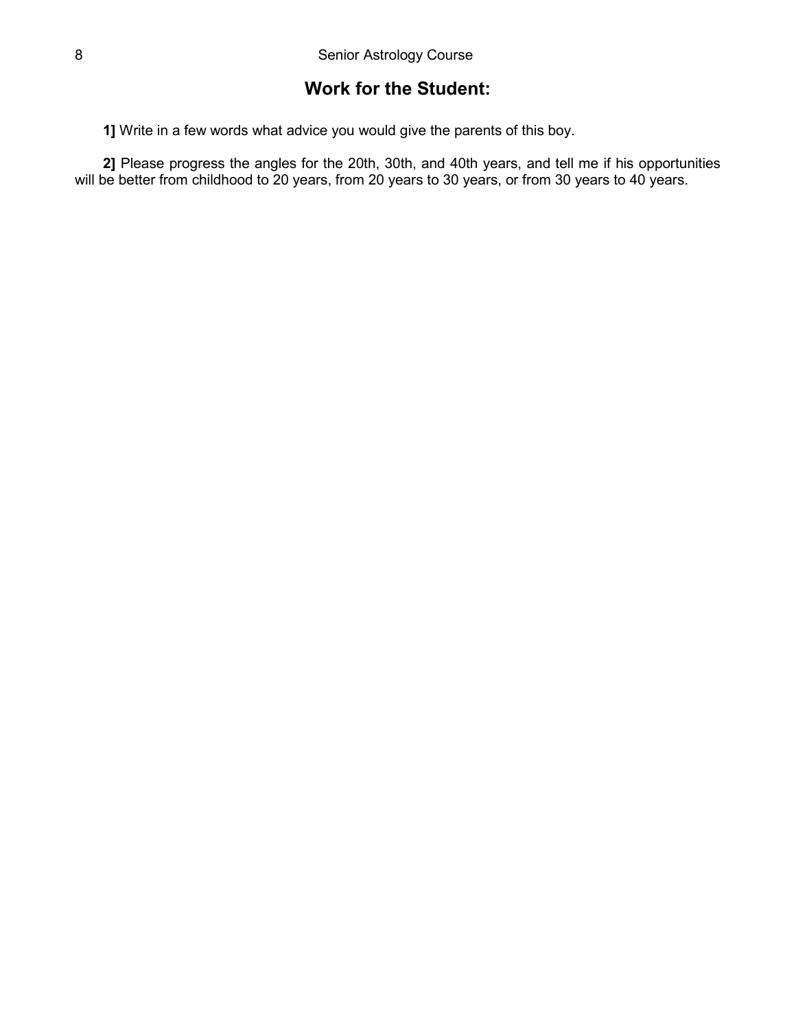## Work for the Student:

**1]** Write in a few words what advice you would give the parents of this boy.

**2]** Please progress the angles for the 20th, 30th, and 40th years, and tell me if his opportunities will be better from childhood to 20 years, from 20 years to 30 years, or from 30 years to 40 years.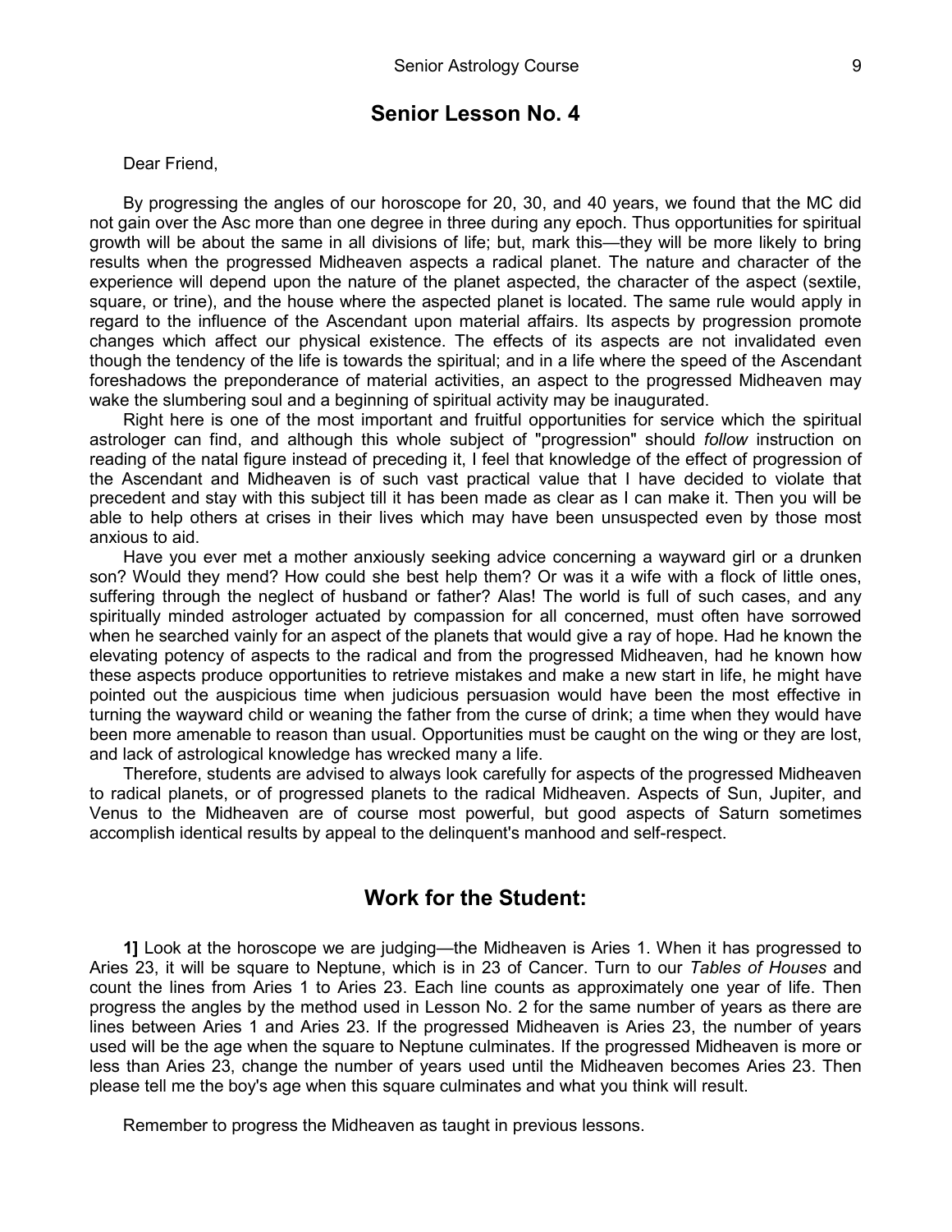## Senior Lesson No. 4

Dear Friend,

By progressing the angles of our horoscope for 20, 30, and 40 years, we found that the MC did not gain over the Asc more than one degree in three during any epoch. Thus opportunities for spiritual growth will be about the same in all divisions of life; but, mark this—they will be more likely to bring results when the progressed Midheaven aspects a radical planet. The nature and character of the experience will depend upon the nature of the planet aspected, the character of the aspect (sextile, square, or trine), and the house where the aspected planet is located. The same rule would apply in regard to the influence of the Ascendant upon material affairs. Its aspects by progression promote changes which affect our physical existence. The effects of its aspects are not invalidated even though the tendency of the life is towards the spiritual; and in a life where the speed of the Ascendant foreshadows the preponderance of material activities, an aspect to the progressed Midheaven may wake the slumbering soul and a beginning of spiritual activity may be inaugurated.

Right here is one of the most important and fruitful opportunities for service which the spiritual astrologer can find, and although this whole subject of "progression" should *follow* instruction on reading of the natal figure instead of preceding it, I feel that knowledge of the effect of progression of the Ascendant and Midheaven is of such vast practical value that I have decided to violate that precedent and stay with this subject till it has been made as clear as I can make it. Then you will be able to help others at crises in their lives which may have been unsuspected even by those most anxious to aid.

Have you ever met a mother anxiously seeking advice concerning a wayward girl or a drunken son? Would they mend? How could she best help them? Or was it a wife with a flock of little ones, suffering through the neglect of husband or father? Alas! The world is full of such cases, and any spiritually minded astrologer actuated by compassion for all concerned, must often have sorrowed when he searched vainly for an aspect of the planets that would give a ray of hope. Had he known the elevating potency of aspects to the radical and from the progressed Midheaven, had he known how these aspects produce opportunities to retrieve mistakes and make a new start in life, he might have pointed out the auspicious time when judicious persuasion would have been the most effective in turning the wayward child or weaning the father from the curse of drink; a time when they would have been more amenable to reason than usual. Opportunities must be caught on the wing or they are lost, and lack of astrological knowledge has wrecked many a life.

Therefore, students are advised to always look carefully for aspects of the progressed Midheaven to radical planets, or of progressed planets to the radical Midheaven. Aspects of Sun, Jupiter, and Venus to the Midheaven are of course most powerful, but good aspects of Saturn sometimes accomplish identical results by appeal to the delinquent's manhood and self-respect.

## Work for the Student:

**1]** Look at the horoscope we are judging—the Midheaven is Aries 1. When it has progressed to Aries 23, it will be square to Neptune, which is in 23 of Cancer. Turn to our *Tables of Houses* and count the lines from Aries 1 to Aries 23. Each line counts as approximately one year of life. Then progress the angles by the method used in Lesson No. 2 for the same number of years as there are lines between Aries 1 and Aries 23. If the progressed Midheaven is Aries 23, the number of years used will be the age when the square to Neptune culminates. If the progressed Midheaven is more or less than Aries 23, change the number of years used until the Midheaven becomes Aries 23. Then please tell me the boy's age when this square culminates and what you think will result.

Remember to progress the Midheaven as taught in previous lessons.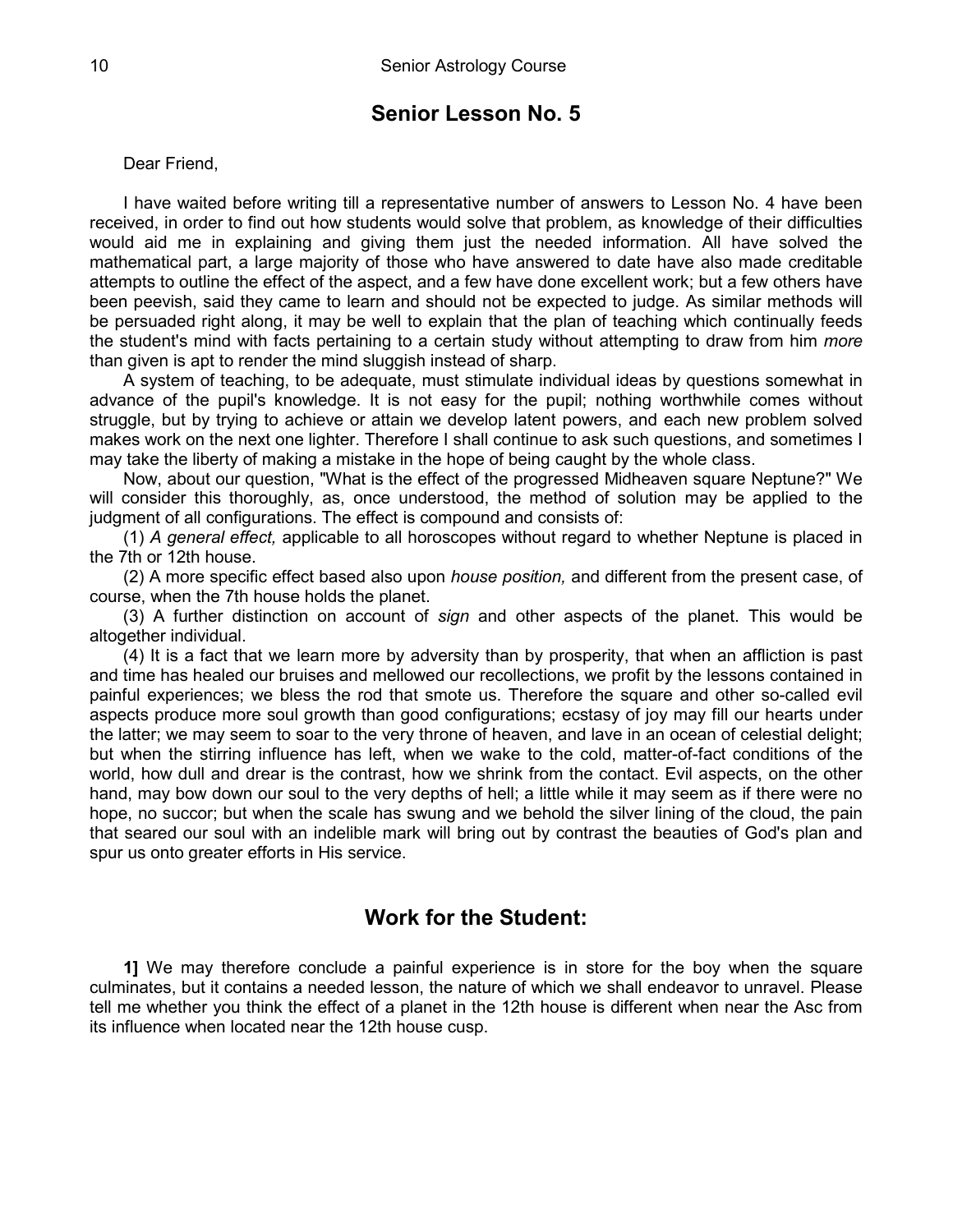## Senior Lesson No. 5

Dear Friend,

I have waited before writing till a representative number of answers to Lesson No. 4 have been received, in order to find out how students would solve that problem, as knowledge of their difficulties would aid me in explaining and giving them just the needed information. All have solved the mathematical part, a large majority of those who have answered to date have also made creditable attempts to outline the effect of the aspect, and a few have done excellent work; but a few others have been peevish, said they came to learn and should not be expected to judge. As similar methods will be persuaded right along, it may be well to explain that the plan of teaching which continually feeds the student's mind with facts pertaining to a certain study without attempting to draw from him *more* than given is apt to render the mind sluggish instead of sharp.

A system of teaching, to be adequate, must stimulate individual ideas by questions somewhat in advance of the pupil's knowledge. It is not easy for the pupil; nothing worthwhile comes without struggle, but by trying to achieve or attain we develop latent powers, and each new problem solved makes work on the next one lighter. Therefore I shall continue to ask such questions, and sometimes I may take the liberty of making a mistake in the hope of being caught by the whole class.

Now, about our question, "What is the effect of the progressed Midheaven square Neptune?" We will consider this thoroughly, as, once understood, the method of solution may be applied to the judgment of all configurations. The effect is compound and consists of:

(1) *A general effect,* applicable to all horoscopes without regard to whether Neptune is placed in the 7th or 12th house.

(2) A more specific effect based also upon *house position,* and different from the present case, of course, when the 7th house holds the planet.

(3) A further distinction on account of *sign* and other aspects of the planet. This would be altogether individual.

(4) It is a fact that we learn more by adversity than by prosperity, that when an affliction is past and time has healed our bruises and mellowed our recollections, we profit by the lessons contained in painful experiences; we bless the rod that smote us. Therefore the square and other so-called evil aspects produce more soul growth than good configurations; ecstasy of joy may fill our hearts under the latter; we may seem to soar to the very throne of heaven, and lave in an ocean of celestial delight; but when the stirring influence has left, when we wake to the cold, matter-of-fact conditions of the world, how dull and drear is the contrast, how we shrink from the contact. Evil aspects, on the other hand, may bow down our soul to the very depths of hell; a little while it may seem as if there were no hope, no succor; but when the scale has swung and we behold the silver lining of the cloud, the pain that seared our soul with an indelible mark will bring out by contrast the beauties of God's plan and spur us onto greater efforts in His service.

## Work for the Student:

**1]** We may therefore conclude a painful experience is in store for the boy when the square culminates, but it contains a needed lesson, the nature of which we shall endeavor to unravel. Please tell me whether you think the effect of a planet in the 12th house is different when near the Asc from its influence when located near the 12th house cusp.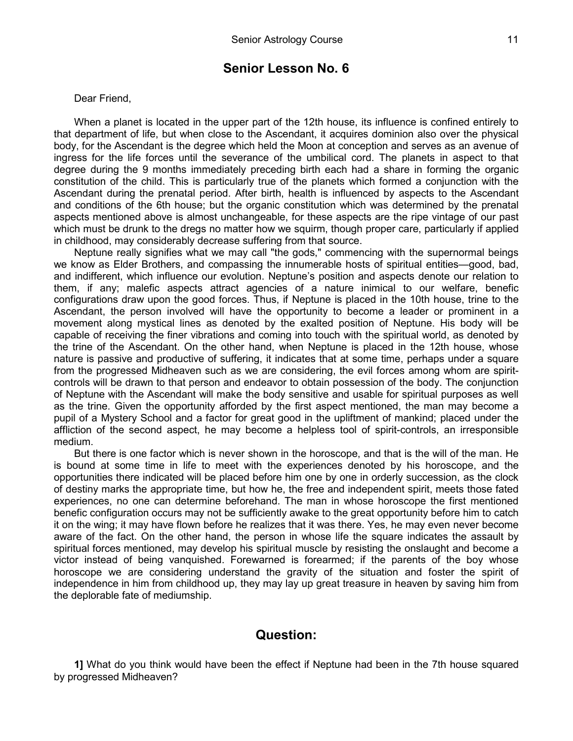# Senior Lesson No. 6

Dear Friend,

When a planet is located in the upper part of the 12th house, its influence is confined entirely to that department of life, but when close to the Ascendant, it acquires dominion also over the physical body, for the Ascendant is the degree which held the Moon at conception and serves as an avenue of ingress for the life forces until the severance of the umbilical cord. The planets in aspect to that degree during the 9 months immediately preceding birth each had a share in forming the organic constitution of the child. This is particularly true of the planets which formed a conjunction with the Ascendant during the prenatal period. After birth, health is influenced by aspects to the Ascendant and conditions of the 6th house; but the organic constitution which was determined by the prenatal aspects mentioned above is almost unchangeable, for these aspects are the ripe vintage of our past which must be drunk to the dregs no matter how we squirm, though proper care, particularly if applied in childhood, may considerably decrease suffering from that source.

Neptune really signifies what we may call "the gods," commencing with the supernormal beings we know as Elder Brothers, and compassing the innumerable hosts of spiritual entities—good, bad, and indifferent, which influence our evolution. Neptune's position and aspects denote our relation to them, if any; malefic aspects attract agencies of a nature inimical to our welfare, benefic configurations draw upon the good forces. Thus, if Neptune is placed in the 10th house, trine to the Ascendant, the person involved will have the opportunity to become a leader or prominent in a movement along mystical lines as denoted by the exalted position of Neptune. His body will be capable of receiving the finer vibrations and coming into touch with the spiritual world, as denoted by the trine of the Ascendant. On the other hand, when Neptune is placed in the 12th house, whose nature is passive and productive of suffering, it indicates that at some time, perhaps under a square from the progressed Midheaven such as we are considering, the evil forces among whom are spirit-controls will be drawn to that person and endeavor to obtain possession of the body. The conjunction of Neptune with the Ascendant will make the body sensitive and usable for spiritual purposes as well as the trine. Given the opportunity afforded by the first aspect mentioned, the man may become a pupil of a Mystery School and a factor for great good in the upliftment of mankind; placed under the affliction of the second aspect, he may become a helpless tool of spirit-controls, an irresponsible medium.

But there is one factor which is never shown in the horoscope, and that is the will of the man. He is bound at some time in life to meet with the experiences denoted by his horoscope, and the opportunities there indicated will be placed before him one by one in orderly succession, as the clock of destiny marks the appropriate time, but how he, the free and independent spirit, meets those fated experiences, no one can determine beforehand. The man in whose horoscope the first mentioned benefic configuration occurs may not be sufficiently awake to the great opportunity before him to catch it on the wing; it may have flown before he realizes that it was there. Yes, he may even never become aware of the fact. On the other hand, the person in whose life the square indicates the assault by spiritual forces mentioned, may develop his spiritual muscle by resisting the onslaught and become a victor instead of being vanquished. Forewarned is forearmed; if the parents of the boy whose horoscope we are considering understand the gravity of the situation and foster the spirit of independence in him from childhood up, they may lay up great treasure in heaven by saving him from the deplorable fate of mediumship.

## Question:

**1]** What do you think would have been the effect if Neptune had been in the 7th house squared by progressed Midheaven?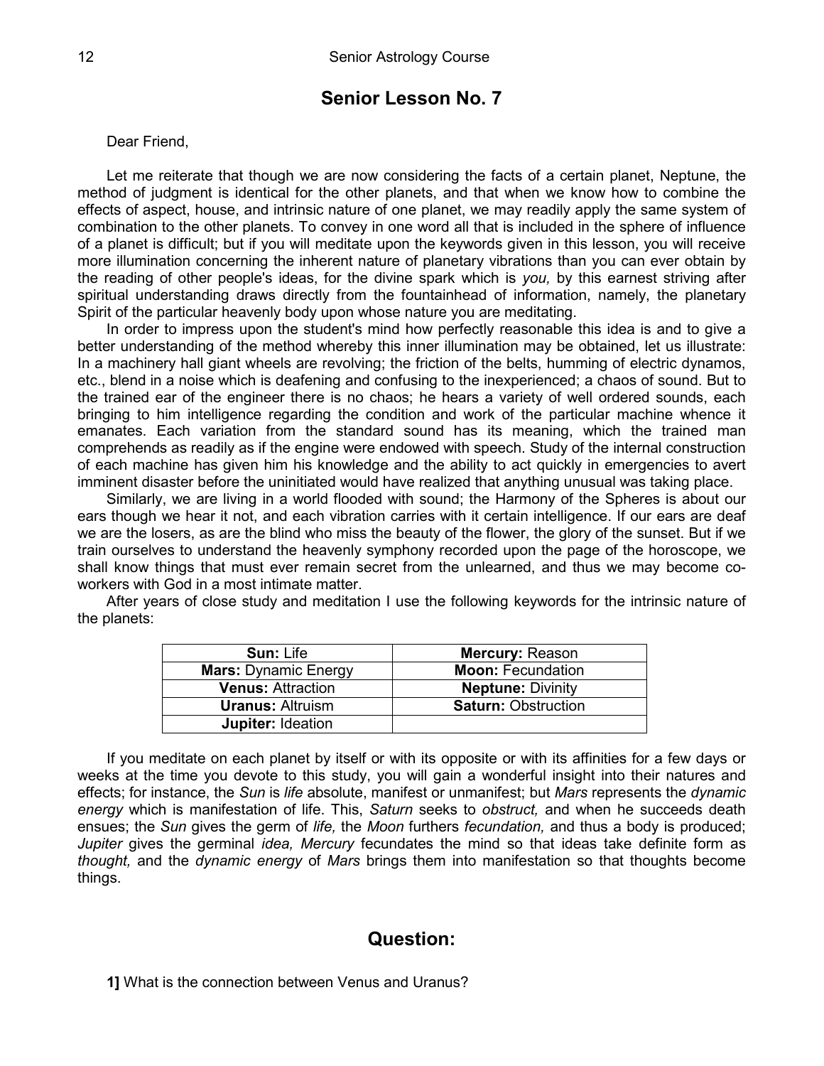## Senior Lesson No. 7

Dear Friend,

Let me reiterate that though we are now considering the facts of a certain planet, Neptune, the method of judgment is identical for the other planets, and that when we know how to combine the effects of aspect, house, and intrinsic nature of one planet, we may readily apply the same system of combination to the other planets. To convey in one word all that is included in the sphere of influence of a planet is difficult; but if you will meditate upon the keywords given in this lesson, you will receive more illumination concerning the inherent nature of planetary vibrations than you can ever obtain by the reading of other people's ideas, for the divine spark which is *you,* by this earnest striving after spiritual understanding draws directly from the fountainhead of information, namely, the planetary Spirit of the particular heavenly body upon whose nature you are meditating.

In order to impress upon the student's mind how perfectly reasonable this idea is and to give a better understanding of the method whereby this inner illumination may be obtained, let us illustrate: In a machinery hall giant wheels are revolving; the friction of the belts, humming of electric dynamos, etc., blend in a noise which is deafening and confusing to the inexperienced; a chaos of sound. But to the trained ear of the engineer there is no chaos; he hears a variety of well ordered sounds, each bringing to him intelligence regarding the condition and work of the particular machine whence it emanates. Each variation from the standard sound has its meaning, which the trained man comprehends as readily as if the engine were endowed with speech. Study of the internal construction of each machine has given him his knowledge and the ability to act quickly in emergencies to avert imminent disaster before the uninitiated would have realized that anything unusual was taking place.

Similarly, we are living in a world flooded with sound; the Harmony of the Spheres is about our ears though we hear it not, and each vibration carries with it certain intelligence. If our ears are deaf we are the losers, as are the blind who miss the beauty of the flower, the glory of the sunset. But if we train ourselves to understand the heavenly symphony recorded upon the page of the horoscope, we shall know things that must ever remain secret from the unlearned, and thus we may become co-workers with God in a most intimate matter.

After years of close study and meditation I use the following keywords for the intrinsic nature of the planets:

| **Sun:** Life | **Mercury:** Reason |
|---|---|
| **Mars:** Dynamic Energy | **Moon:** Fecundation |
| **Venus:** Attraction | **Neptune:** Divinity |
| **Uranus:** Altruism | **Saturn:** Obstruction |
| **Jupiter:** Ideation | |

If you meditate on each planet by itself or with its opposite or with its affinities for a few days or weeks at the time you devote to this study, you will gain a wonderful insight into their natures and effects; for instance, the *Sun* is *life* absolute, manifest or unmanifest; but *Mars* represents the *dynamic energy* which is manifestation of life. This, *Saturn* seeks to *obstruct,* and when he succeeds death ensues; the *Sun* gives the germ of *life,* the *Moon* furthers *fecundation,* and thus a body is produced; *Jupiter* gives the germinal *idea, Mercury* fecundates the mind so that ideas take definite form as *thought,* and the *dynamic energy* of *Mars* brings them into manifestation so that thoughts become things.

## Question:

**1]** What is the connection between Venus and Uranus?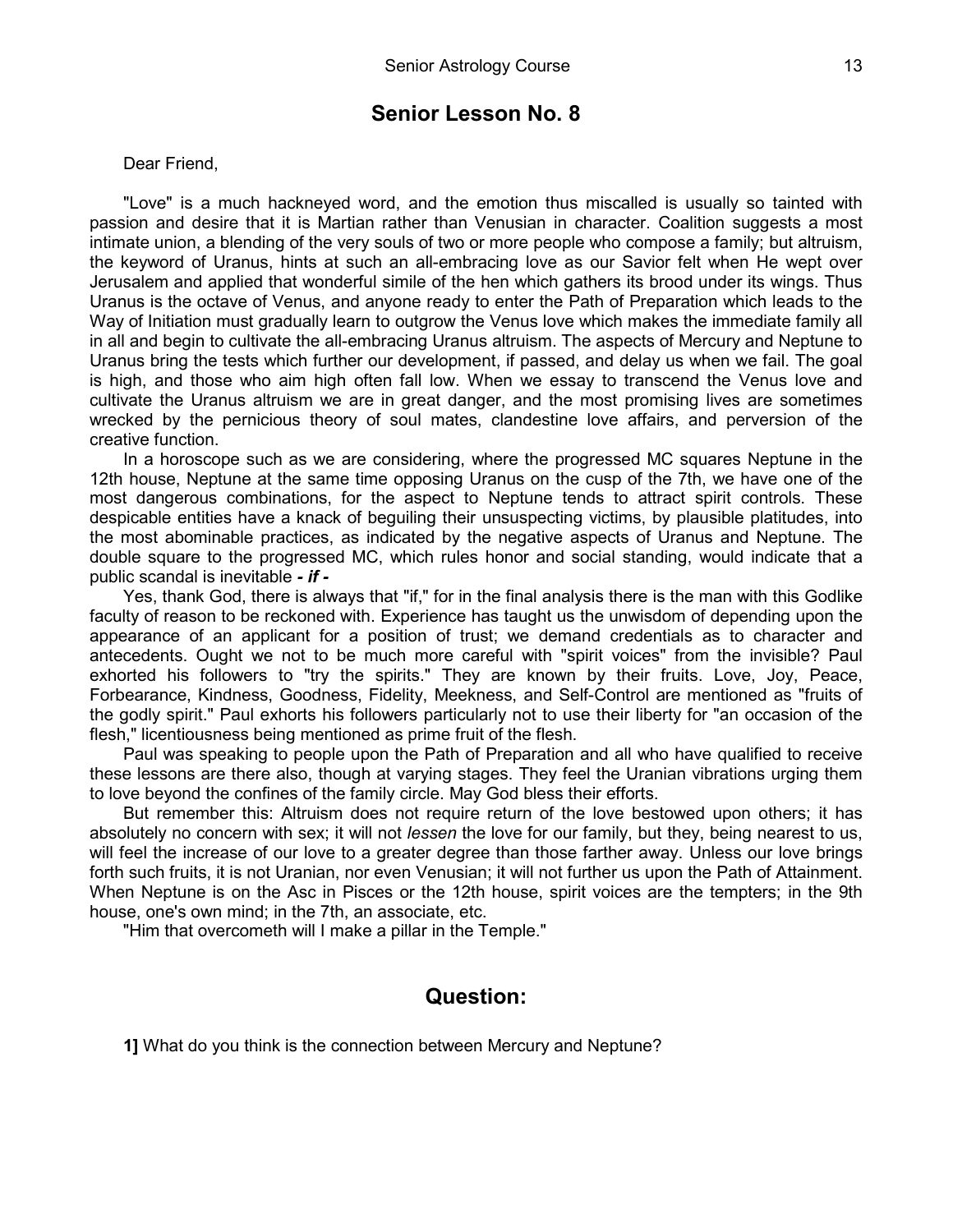## Senior Lesson No. 8

Dear Friend,

"Love" is a much hackneyed word, and the emotion thus miscalled is usually so tainted with passion and desire that it is Martian rather than Venusian in character. Coalition suggests a most intimate union, a blending of the very souls of two or more people who compose a family; but altruism, the keyword of Uranus, hints at such an all-embracing love as our Savior felt when He wept over Jerusalem and applied that wonderful simile of the hen which gathers its brood under its wings. Thus Uranus is the octave of Venus, and anyone ready to enter the Path of Preparation which leads to the Way of Initiation must gradually learn to outgrow the Venus love which makes the immediate family all in all and begin to cultivate the all-embracing Uranus altruism. The aspects of Mercury and Neptune to Uranus bring the tests which further our development, if passed, and delay us when we fail. The goal is high, and those who aim high often fall low. When we essay to transcend the Venus love and cultivate the Uranus altruism we are in great danger, and the most promising lives are sometimes wrecked by the pernicious theory of soul mates, clandestine love affairs, and perversion of the creative function.

In a horoscope such as we are considering, where the progressed MC squares Neptune in the 12th house, Neptune at the same time opposing Uranus on the cusp of the 7th, we have one of the most dangerous combinations, for the aspect to Neptune tends to attract spirit controls. These despicable entities have a knack of beguiling their unsuspecting victims, by plausible platitudes, into the most abominable practices, as indicated by the negative aspects of Uranus and Neptune. The double square to the progressed MC, which rules honor and social standing, would indicate that a public scandal is inevitable ***- if -***

Yes, thank God, there is always that "if," for in the final analysis there is the man with this Godlike faculty of reason to be reckoned with. Experience has taught us the unwisdom of depending upon the appearance of an applicant for a position of trust; we demand credentials as to character and antecedents. Ought we not to be much more careful with "spirit voices" from the invisible? Paul exhorted his followers to "try the spirits." They are known by their fruits. Love, Joy, Peace, Forbearance, Kindness, Goodness, Fidelity, Meekness, and Self-Control are mentioned as "fruits of the godly spirit." Paul exhorts his followers particularly not to use their liberty for "an occasion of the flesh," licentiousness being mentioned as prime fruit of the flesh.

Paul was speaking to people upon the Path of Preparation and all who have qualified to receive these lessons are there also, though at varying stages. They feel the Uranian vibrations urging them to love beyond the confines of the family circle. May God bless their efforts.

But remember this: Altruism does not require return of the love bestowed upon others; it has absolutely no concern with sex; it will not *lessen* the love for our family, but they, being nearest to us, will feel the increase of our love to a greater degree than those farther away. Unless our love brings forth such fruits, it is not Uranian, nor even Venusian; it will not further us upon the Path of Attainment. When Neptune is on the Asc in Pisces or the 12th house, spirit voices are the tempters; in the 9th house, one's own mind; in the 7th, an associate, etc.

"Him that overcometh will I make a pillar in the Temple."

## Question:

**1]** What do you think is the connection between Mercury and Neptune?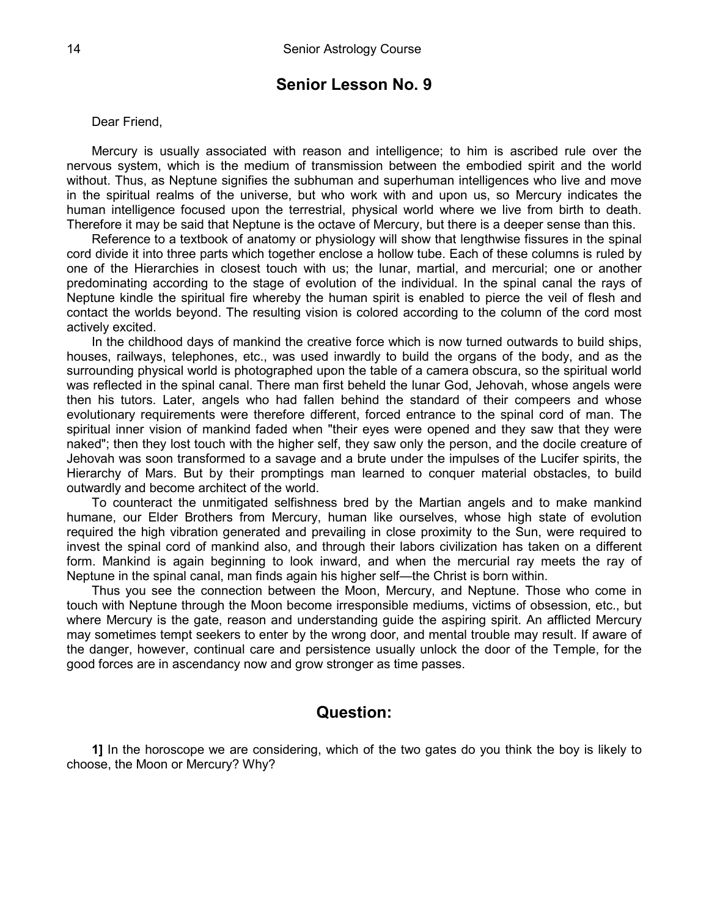## Senior Lesson No. 9

Dear Friend,

Mercury is usually associated with reason and intelligence; to him is ascribed rule over the nervous system, which is the medium of transmission between the embodied spirit and the world without. Thus, as Neptune signifies the subhuman and superhuman intelligences who live and move in the spiritual realms of the universe, but who work with and upon us, so Mercury indicates the human intelligence focused upon the terrestrial, physical world where we live from birth to death. Therefore it may be said that Neptune is the octave of Mercury, but there is a deeper sense than this.

Reference to a textbook of anatomy or physiology will show that lengthwise fissures in the spinal cord divide it into three parts which together enclose a hollow tube. Each of these columns is ruled by one of the Hierarchies in closest touch with us; the lunar, martial, and mercurial; one or another predominating according to the stage of evolution of the individual. In the spinal canal the rays of Neptune kindle the spiritual fire whereby the human spirit is enabled to pierce the veil of flesh and contact the worlds beyond. The resulting vision is colored according to the column of the cord most actively excited.

In the childhood days of mankind the creative force which is now turned outwards to build ships, houses, railways, telephones, etc., was used inwardly to build the organs of the body, and as the surrounding physical world is photographed upon the table of a camera obscura, so the spiritual world was reflected in the spinal canal. There man first beheld the lunar God, Jehovah, whose angels were then his tutors. Later, angels who had fallen behind the standard of their compeers and whose evolutionary requirements were therefore different, forced entrance to the spinal cord of man. The spiritual inner vision of mankind faded when "their eyes were opened and they saw that they were naked"; then they lost touch with the higher self, they saw only the person, and the docile creature of Jehovah was soon transformed to a savage and a brute under the impulses of the Lucifer spirits, the Hierarchy of Mars. But by their promptings man learned to conquer material obstacles, to build outwardly and become architect of the world.

To counteract the unmitigated selfishness bred by the Martian angels and to make mankind humane, our Elder Brothers from Mercury, human like ourselves, whose high state of evolution required the high vibration generated and prevailing in close proximity to the Sun, were required to invest the spinal cord of mankind also, and through their labors civilization has taken on a different form. Mankind is again beginning to look inward, and when the mercurial ray meets the ray of Neptune in the spinal canal, man finds again his higher self—the Christ is born within.

Thus you see the connection between the Moon, Mercury, and Neptune. Those who come in touch with Neptune through the Moon become irresponsible mediums, victims of obsession, etc., but where Mercury is the gate, reason and understanding guide the aspiring spirit. An afflicted Mercury may sometimes tempt seekers to enter by the wrong door, and mental trouble may result. If aware of the danger, however, continual care and persistence usually unlock the door of the Temple, for the good forces are in ascendancy now and grow stronger as time passes.

## Question:

**1]** In the horoscope we are considering, which of the two gates do you think the boy is likely to choose, the Moon or Mercury? Why?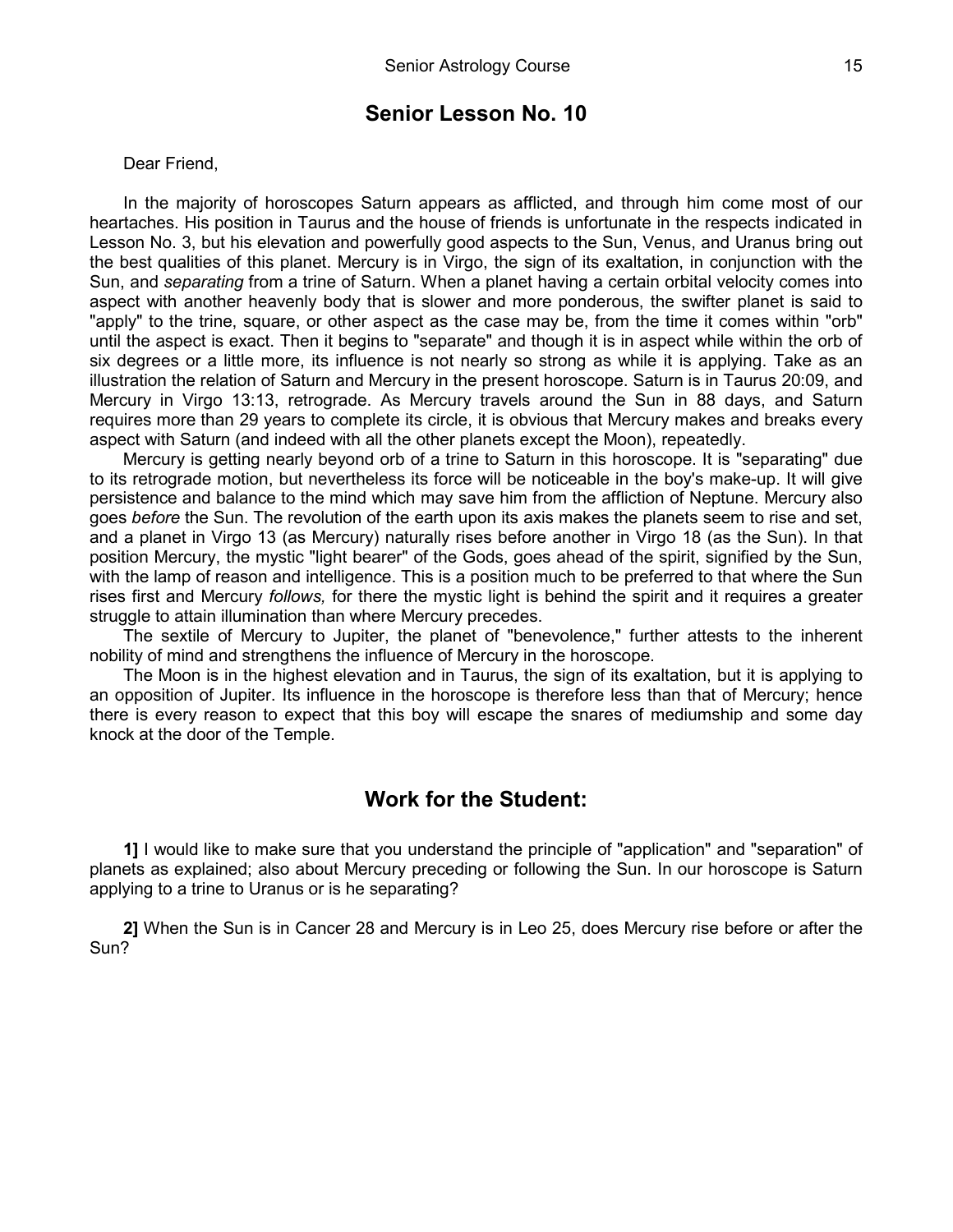## Senior Lesson No. 10

Dear Friend,

In the majority of horoscopes Saturn appears as afflicted, and through him come most of our heartaches. His position in Taurus and the house of friends is unfortunate in the respects indicated in Lesson No. 3, but his elevation and powerfully good aspects to the Sun, Venus, and Uranus bring out the best qualities of this planet. Mercury is in Virgo, the sign of its exaltation, in conjunction with the Sun, and *separating* from a trine of Saturn. When a planet having a certain orbital velocity comes into aspect with another heavenly body that is slower and more ponderous, the swifter planet is said to "apply" to the trine, square, or other aspect as the case may be, from the time it comes within "orb" until the aspect is exact. Then it begins to "separate" and though it is in aspect while within the orb of six degrees or a little more, its influence is not nearly so strong as while it is applying. Take as an illustration the relation of Saturn and Mercury in the present horoscope. Saturn is in Taurus 20:09, and Mercury in Virgo 13:13, retrograde. As Mercury travels around the Sun in 88 days, and Saturn requires more than 29 years to complete its circle, it is obvious that Mercury makes and breaks every aspect with Saturn (and indeed with all the other planets except the Moon), repeatedly.

Mercury is getting nearly beyond orb of a trine to Saturn in this horoscope. It is "separating" due to its retrograde motion, but nevertheless its force will be noticeable in the boy's make-up. It will give persistence and balance to the mind which may save him from the affliction of Neptune. Mercury also goes *before* the Sun. The revolution of the earth upon its axis makes the planets seem to rise and set, and a planet in Virgo 13 (as Mercury) naturally rises before another in Virgo 18 (as the Sun). In that position Mercury, the mystic "light bearer" of the Gods, goes ahead of the spirit, signified by the Sun, with the lamp of reason and intelligence. This is a position much to be preferred to that where the Sun rises first and Mercury *follows,* for there the mystic light is behind the spirit and it requires a greater struggle to attain illumination than where Mercury precedes.

The sextile of Mercury to Jupiter, the planet of "benevolence," further attests to the inherent nobility of mind and strengthens the influence of Mercury in the horoscope.

The Moon is in the highest elevation and in Taurus, the sign of its exaltation, but it is applying to an opposition of Jupiter. Its influence in the horoscope is therefore less than that of Mercury; hence there is every reason to expect that this boy will escape the snares of mediumship and some day knock at the door of the Temple.

## Work for the Student:

**1]** I would like to make sure that you understand the principle of "application" and "separation" of planets as explained; also about Mercury preceding or following the Sun. In our horoscope is Saturn applying to a trine to Uranus or is he separating?

**2]** When the Sun is in Cancer 28 and Mercury is in Leo 25, does Mercury rise before or after the Sun?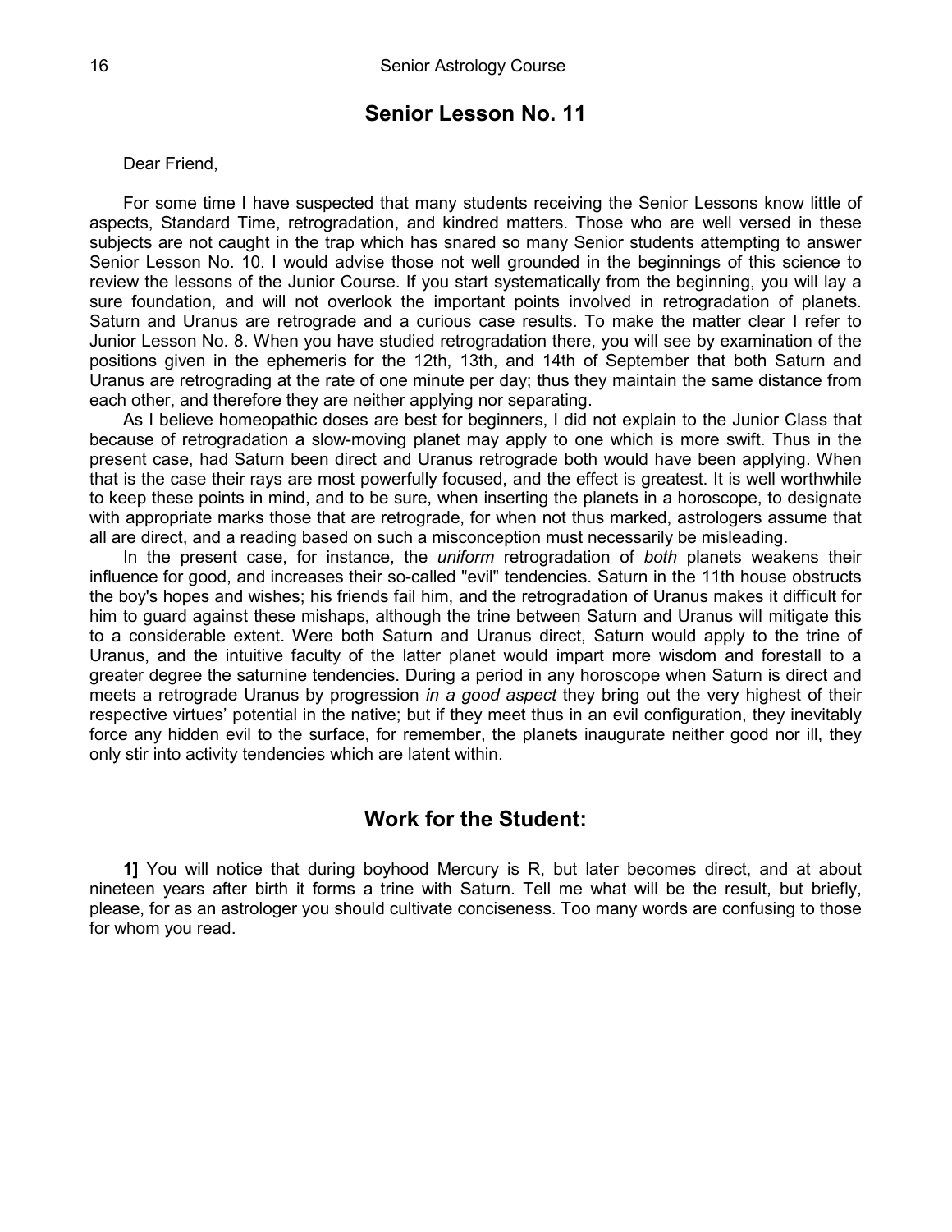## Senior Lesson No. 11

Dear Friend,

For some time I have suspected that many students receiving the Senior Lessons know little of aspects, Standard Time, retrogradation, and kindred matters. Those who are well versed in these subjects are not caught in the trap which has snared so many Senior students attempting to answer Senior Lesson No. 10. I would advise those not well grounded in the beginnings of this science to review the lessons of the Junior Course. If you start systematically from the beginning, you will lay a sure foundation, and will not overlook the important points involved in retrogradation of planets. Saturn and Uranus are retrograde and a curious case results. To make the matter clear I refer to Junior Lesson No. 8. When you have studied retrogradation there, you will see by examination of the positions given in the ephemeris for the 12th, 13th, and 14th of September that both Saturn and Uranus are retrograding at the rate of one minute per day; thus they maintain the same distance from each other, and therefore they are neither applying nor separating.

As I believe homeopathic doses are best for beginners, I did not explain to the Junior Class that because of retrogradation a slow-moving planet may apply to one which is more swift. Thus in the present case, had Saturn been direct and Uranus retrograde both would have been applying. When that is the case their rays are most powerfully focused, and the effect is greatest. It is well worthwhile to keep these points in mind, and to be sure, when inserting the planets in a horoscope, to designate with appropriate marks those that are retrograde, for when not thus marked, astrologers assume that all are direct, and a reading based on such a misconception must necessarily be misleading.

In the present case, for instance, the *uniform* retrogradation of *both* planets weakens their influence for good, and increases their so-called "evil" tendencies. Saturn in the 11th house obstructs the boy's hopes and wishes; his friends fail him, and the retrogradation of Uranus makes it difficult for him to guard against these mishaps, although the trine between Saturn and Uranus will mitigate this to a considerable extent. Were both Saturn and Uranus direct, Saturn would apply to the trine of Uranus, and the intuitive faculty of the latter planet would impart more wisdom and forestall to a greater degree the saturnine tendencies. During a period in any horoscope when Saturn is direct and meets a retrograde Uranus by progression *in a good aspect* they bring out the very highest of their respective virtues' potential in the native; but if they meet thus in an evil configuration, they inevitably force any hidden evil to the surface, for remember, the planets inaugurate neither good nor ill, they only stir into activity tendencies which are latent within.

## Work for the Student:

**1]** You will notice that during boyhood Mercury is R, but later becomes direct, and at about nineteen years after birth it forms a trine with Saturn. Tell me what will be the result, but briefly, please, for as an astrologer you should cultivate conciseness. Too many words are confusing to those for whom you read.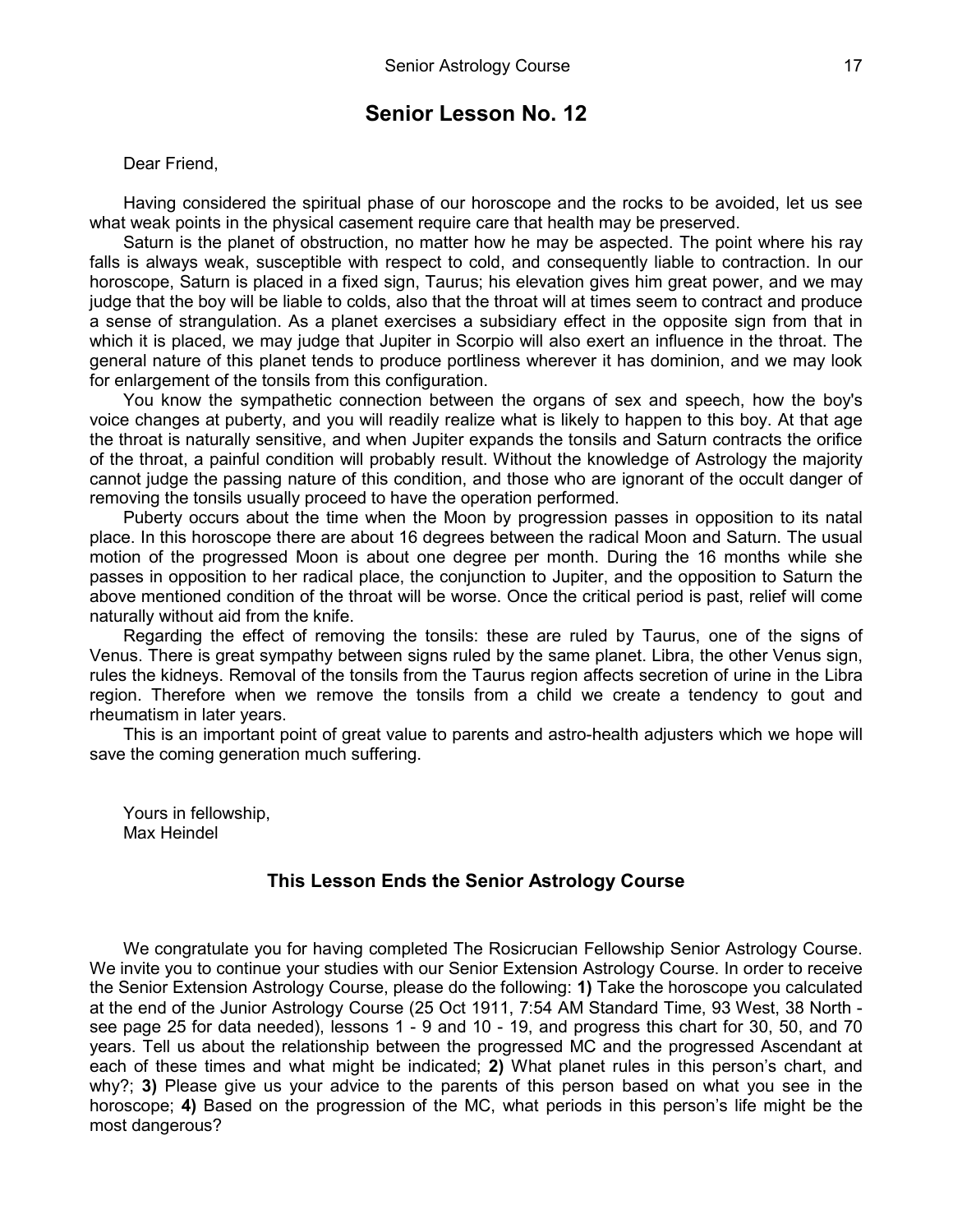## Senior Lesson No. 12

Dear Friend,

Having considered the spiritual phase of our horoscope and the rocks to be avoided, let us see what weak points in the physical casement require care that health may be preserved.

Saturn is the planet of obstruction, no matter how he may be aspected. The point where his ray falls is always weak, susceptible with respect to cold, and consequently liable to contraction. In our horoscope, Saturn is placed in a fixed sign, Taurus; his elevation gives him great power, and we may judge that the boy will be liable to colds, also that the throat will at times seem to contract and produce a sense of strangulation. As a planet exercises a subsidiary effect in the opposite sign from that in which it is placed, we may judge that Jupiter in Scorpio will also exert an influence in the throat. The general nature of this planet tends to produce portliness wherever it has dominion, and we may look for enlargement of the tonsils from this configuration.

You know the sympathetic connection between the organs of sex and speech, how the boy's voice changes at puberty, and you will readily realize what is likely to happen to this boy. At that age the throat is naturally sensitive, and when Jupiter expands the tonsils and Saturn contracts the orifice of the throat, a painful condition will probably result. Without the knowledge of Astrology the majority cannot judge the passing nature of this condition, and those who are ignorant of the occult danger of removing the tonsils usually proceed to have the operation performed.

Puberty occurs about the time when the Moon by progression passes in opposition to its natal place. In this horoscope there are about 16 degrees between the radical Moon and Saturn. The usual motion of the progressed Moon is about one degree per month. During the 16 months while she passes in opposition to her radical place, the conjunction to Jupiter, and the opposition to Saturn the above mentioned condition of the throat will be worse. Once the critical period is past, relief will come naturally without aid from the knife.

Regarding the effect of removing the tonsils: these are ruled by Taurus, one of the signs of Venus. There is great sympathy between signs ruled by the same planet. Libra, the other Venus sign, rules the kidneys. Removal of the tonsils from the Taurus region affects secretion of urine in the Libra region. Therefore when we remove the tonsils from a child we create a tendency to gout and rheumatism in later years.

This is an important point of great value to parents and astro-health adjusters which we hope will save the coming generation much suffering.

Yours in fellowship,  
Max Heindel

### This Lesson Ends the Senior Astrology Course

We congratulate you for having completed The Rosicrucian Fellowship Senior Astrology Course. We invite you to continue your studies with our Senior Extension Astrology Course. In order to receive the Senior Extension Astrology Course, please do the following: **1)** Take the horoscope you calculated at the end of the Junior Astrology Course (25 Oct 1911, 7:54 AM Standard Time, 93 West, 38 North - see page 25 for data needed), lessons 1 - 9 and 10 - 19, and progress this chart for 30, 50, and 70 years. Tell us about the relationship between the progressed MC and the progressed Ascendant at each of these times and what might be indicated; **2)** What planet rules in this person's chart, and why?; **3)** Please give us your advice to the parents of this person based on what you see in the horoscope; **4)** Based on the progression of the MC, what periods in this person's life might be the most dangerous?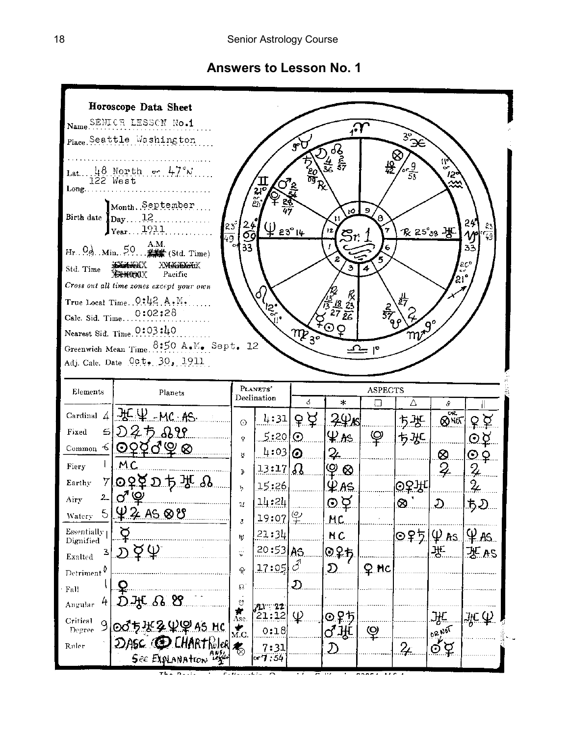## Answers to Lesson No. 1

**Horoscope Data Sheet**

Name: SENIOR LESSON No.1

Place: Seattle Washington

Lat.: 48 North or 47°N

Long.: 122 West

Birth date: Month: September; Day: 12; Year: 1911

Hr.: 0½ Min.: 50 A.M. (Std. Time)

Std. Time: Pacific

*Cross out all time zones except your own*

True Local Time: 0:42 A.M.

Calc. Sid. Time: 0:02:28

Nearest Sid. Time: 0:03:40

Greenwich Mean Time: 8:50 A.M. Sept. 12

Adj. Calc. Date: Oct. 30, 1911

**Chart (Sr. 1):**

- Cusps: 10th 1° ♈; 11th 9° ♉; 12th 21° or 20° ♊; Asc. 23° 49 or 24° ♋ 33; 2nd 12° or 11° ♌; 3rd 3° ♍; 4th 1° ♎; 5th 9° ♏; 6th 21° or 20° ♐; 7th 23° 49 or 24° ♑ 33; 8th 12° or 11° ♒; 9th 3° ♓
- ♄ 20°09' ℞; ☽ 4°36'; ☊ 2°57'; ⊗ 10°42' or 9°58'; ♂ 2°54'; ♇ 28°47'; ♆ 23°14'; ♅ ℞ 25°38'; ☿ ℞ 13°13'; ☉ 18°27'; ♀ ℞ 23°26'; ♃ 11°27'; ☋ 2°57'

| Elements | | Planets |
|---|---|---|
| Cardinal | 4 | ♅ ♆ MC AS |
| Fixed | 5 | ☽ ♃ ♄ ☊ ☋ |
| Common | 6 | ☉ ♀ ☿ ♂ ♇ ⊗ |
| Fiery | 1 | MC |
| Earthy | 7 | ☉ ♀ ☿ ☽ ♄ ♅ ☊ |
| Airy | 2 | ♂ ♇ |
| Watery | 5 | ♆ ♃ AS ⊗ ☋ |
| Essentially Dignified | 1 | ☿ |
| Exalted | 3 | ☽ ☿ ♆ |
| Detriment | 0 | |
| Fall | 1 | ♀ |
| Angular | 4 | ☽ ♅ ☊ ☋ |
| Critical Degree | 9 | ☉ ♂ ♄ ♅ ♃ ♆ ♇ AS MC |
| Ruler | | ☽ ASC ☉ CHART Ruler. See EXPLANATION ANS. Lesson 1 |

| Planets | Declination | ☌ | ⚹ | □ | △ | ☍ | ∥ |
|---|---|---|---|---|---|---|---|
| ☉ | 4:31 | ♀ ☿ | ♃ ♆ AS | | ♄ ♅ | ⊗ or NO | ♀ ☿ |
| ♀ | 5:20 | ☉ | ♆ AS | ♀ | ♄ ♅ | | ☉ ☿ |
| ☿ | 4:03 | ☉ | ♃ | | | ⊗ | ☉ ♀ |
| ☽ | 13:17 | ☊ | ♇ ⊗ | | | ♃ | ♃ |
| ♄ | 15:26 | | ♆ AS | | ☉ ♀ ♅ | | ♃ |
| ♃ | 14:24 | | ☉ ☿ | | ⊗ | ☽ | ♄ ☽ |
| ♂ | 19:07 | ♇ | MC | | | | |
| ♅ | 21:34 | | MC | | ☉ ♀ ♄ | ♆ AS | ♆ AS |
| ♆ | 20:53 | AS | ☉ ♀ ♄ | | | ♅ | ♅ AS |
| ♇ | 17:05 | ♂ | ☽ | ♀ MC | | | |
| ☊ | | ☽ | | | | | |
| ☋ | 21:22 | | | | | | |
| Asc. | 21:12 | ♆ | ☉ ♀ ♄ | | | ♅ | ♅ ♆ |
| M.C. | 0:18 | | ♂ ♅ | ♇ | | or NOT | |
| ⊗ | 7:31 or 7:54 | | ☽ | | ♃ | ☉ ☿ | |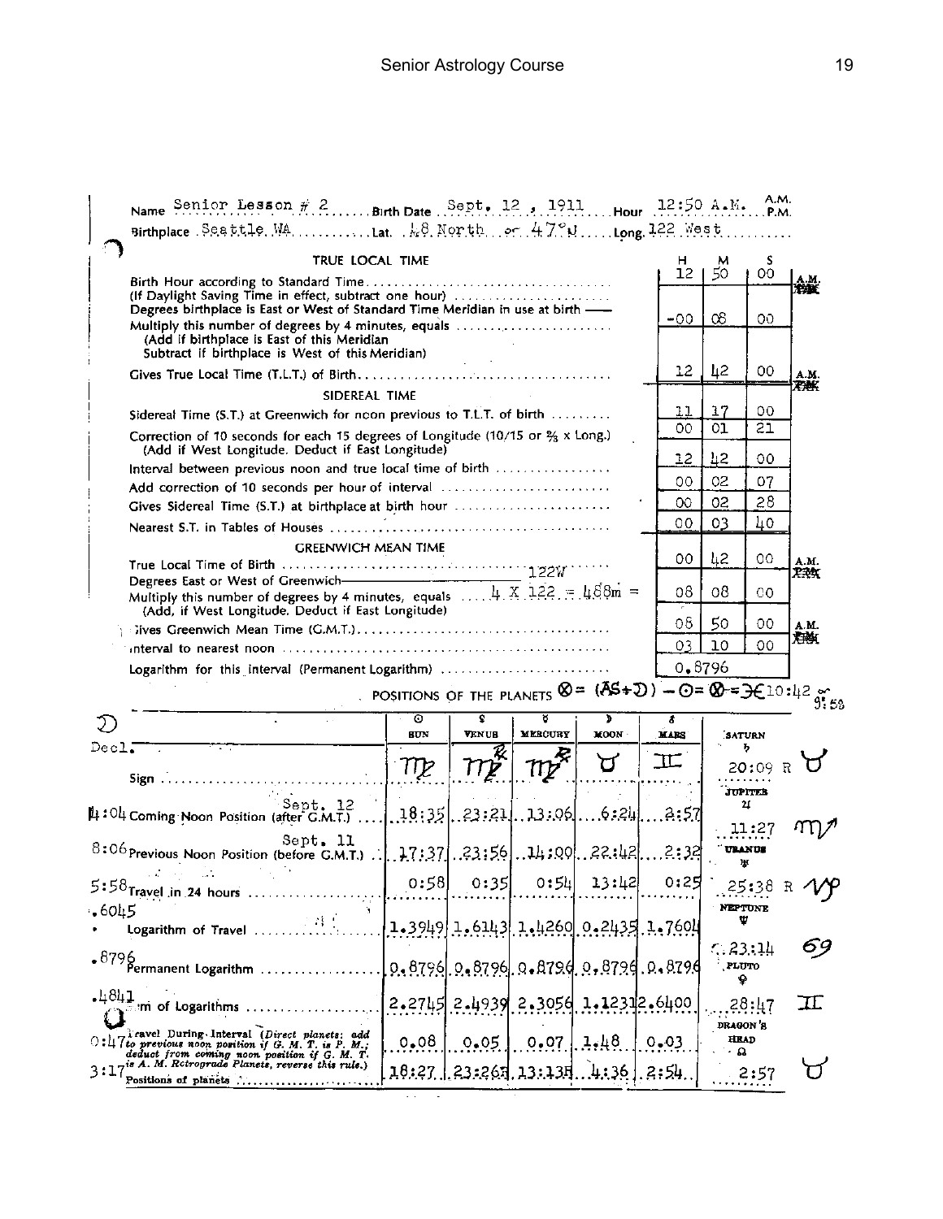Name Senior Lesson # 2 Birth Date Sept. 12 , 1911 Hour 12:50 A.M. A.M. P.M.

Birthplace Seattle, WA Lat. 48 North or 47°N Long. 122 West

| TRUE LOCAL TIME | H | M | S | |
|---|---|---|---|---|
| Birth Hour according to Standard Time | 12 | 50 | 00 | A.M. |
| (If Daylight Saving Time in effect, subtract one hour) | | | | |
| Degrees birthplace is East or West of Standard Time Meridian in use at birth —— | | | | |
| Multiply this number of degrees by 4 minutes, equals (Add if birthplace is East of this Meridian; Subtract if birthplace is West of this Meridian) | -00 | 08 | 00 | |
| Gives True Local Time (T.L.T.) of Birth | 12 | 42 | 00 | A.M. |
| **SIDEREAL TIME** | | | | |
| Sidereal Time (S.T.) at Greenwich for noon previous to T.L.T. of birth | 11 | 17 | 00 | |
| Correction of 10 seconds for each 15 degrees of Longitude (10/15 or ⅔ x Long.) (Add if West Longitude. Deduct if East Longitude) | 00 | 01 | 21 | |
| Interval between previous noon and true local time of birth | 12 | 42 | 00 | |
| Add correction of 10 seconds per hour of interval | 00 | 02 | 07 | |
| Gives Sidereal Time (S.T.) at birthplace at birth hour | 00 | 02 | 28 | |
| Nearest S.T. in Tables of Houses | 00 | 03 | 40 | |
| **GREENWICH MEAN TIME** | | | | |
| True Local Time of Birth | 00 | 42 | 00 | A.M. |
| Degrees East or West of Greenwich —— 122W | | | | |
| Multiply this number of degrees by 4 minutes, equals 4 X 122 = 488m = (Add, if West Longitude. Deduct if East Longitude) | 08 | 08 | 00 | |
| Gives Greenwich Mean Time (G.M.T.) | 08 | 50 | 00 | A.M. |
| Interval to nearest noon | 03 | 10 | 00 | |
| Logarithm for this interval (Permanent Logarithm) | 0.8796 | | | |

POSITIONS OF THE PLANETS ⊗ = (AS+☽) − ☉ = ⊗ = ♓10:42 or 9:58

| ☽ | ☉ SUN | ♀ VENUS | ☿ MERCURY | ☽ MOON | ♂ MARS | |
|---|---|---|---|---|---|---|
| Decl. | | | | | | SATURN ♄ 20:09 R ♉ |
| Sign | ♍ | ♍ R | ♍ R | ♉ | ♊ | |
| 4:04 Coming Noon Position (after G.M.T.) Sept. 12 | 18:35 | 23:21 | 13:06 | 6:24 | 2:57 | JUPITER ♃ 11:27 ♏ |
| 8:06 Previous Noon Position (before G.M.T.) Sept. 11 | 17:37 | 23:56 | 14:00 | 22:42 | 2:32 | URANUS ♅ 25:38 R ♑ |
| 5:58 Travel in 24 hours | 0:58 | 0:35 | 0:54 | 13:42 | 0:25 | |
| .6045 Logarithm of Travel | 1.3949 | 1.6143 | 1.4260 | 0.2435 | 1.7604 | NEPTUNE ♆ 23:14 ♋ |
| .8796 Permanent Logarithm | 0.8796 | 0.8796 | 0.8796 | 0.8796 | 0.8796 | |
| .4841 Sum of Logarithms | 2.2745 | 2.4939 | 2.3056 | 1.1231 | 2.6400 | PLUTO ♇ 28:47 ♊ |
| 0:47 Travel During Interval (Direct planets: add to previous noon position if G. M. T. is P. M.; deduct from coming noon position if G. M. T. is A. M. Retrograde Planets, reverse this rule.) | 0.08 | 0.05 | 0.07 | 1.48 | 0.03 | DRAGON'S HEAD ☊ |
| 3:17 Positions of planets | 18:27 | 23:26 | 13:13 | 4:36 | 2:54 | 2:57 ♉ |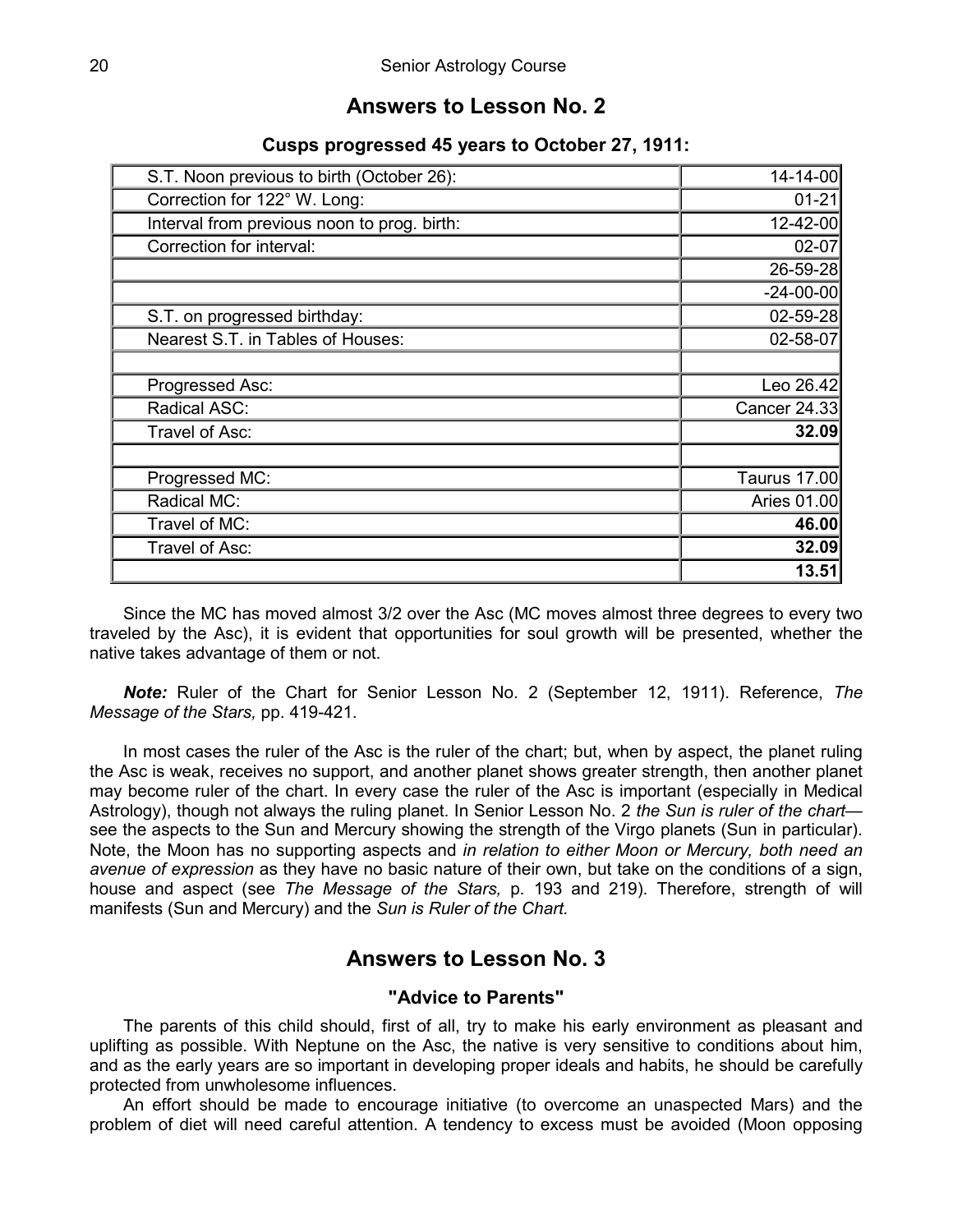## Answers to Lesson No. 2

### Cusps progressed 45 years to October 27, 1911:

| | |
|---|---|
| S.T. Noon previous to birth (October 26): | 14-14-00 |
| Correction for 122° W. Long: | 01-21 |
| Interval from previous noon to prog. birth: | 12-42-00 |
| Correction for interval: | 02-07 |
| | 26-59-28 |
| | -24-00-00 |
| S.T. on progressed birthday: | 02-59-28 |
| Nearest S.T. in Tables of Houses: | 02-58-07 |
| | |
| Progressed Asc: | Leo 26.42 |
| Radical ASC: | Cancer 24.33 |
| Travel of Asc: | **32.09** |
| | |
| Progressed MC: | Taurus 17.00 |
| Radical MC: | Aries 01.00 |
| Travel of MC: | **46.00** |
| Travel of Asc: | **32.09** |
| | **13.51** |

Since the MC has moved almost 3/2 over the Asc (MC moves almost three degrees to every two traveled by the Asc), it is evident that opportunities for soul growth will be presented, whether the native takes advantage of them or not.

***Note:*** Ruler of the Chart for Senior Lesson No. 2 (September 12, 1911). Reference, *The Message of the Stars,* pp. 419-421.

In most cases the ruler of the Asc is the ruler of the chart; but, when by aspect, the planet ruling the Asc is weak, receives no support, and another planet shows greater strength, then another planet may become ruler of the chart. In every case the ruler of the Asc is important (especially in Medical Astrology), though not always the ruling planet. In Senior Lesson No. 2 *the Sun is ruler of the chart*—see the aspects to the Sun and Mercury showing the strength of the Virgo planets (Sun in particular). Note, the Moon has no supporting aspects and *in relation to either Moon or Mercury, both need an avenue of expression* as they have no basic nature of their own, but take on the conditions of a sign, house and aspect (see *The Message of the Stars,* p. 193 and 219). Therefore, strength of will manifests (Sun and Mercury) and the *Sun is Ruler of the Chart.*

## Answers to Lesson No. 3

### "Advice to Parents"

The parents of this child should, first of all, try to make his early environment as pleasant and uplifting as possible. With Neptune on the Asc, the native is very sensitive to conditions about him, and as the early years are so important in developing proper ideals and habits, he should be carefully protected from unwholesome influences.

An effort should be made to encourage initiative (to overcome an unaspected Mars) and the problem of diet will need careful attention. A tendency to excess must be avoided (Moon opposing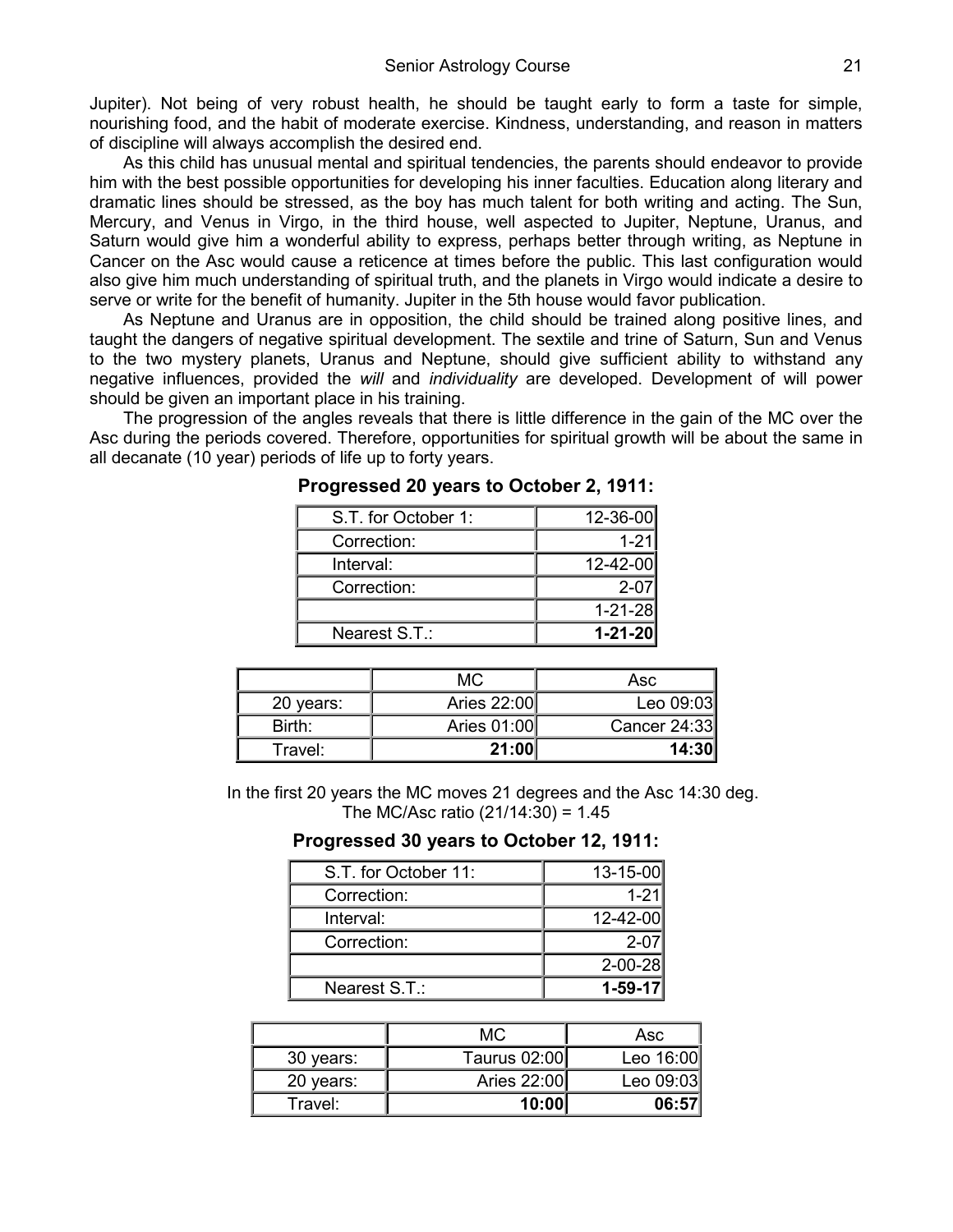Jupiter). Not being of very robust health, he should be taught early to form a taste for simple, nourishing food, and the habit of moderate exercise. Kindness, understanding, and reason in matters of discipline will always accomplish the desired end.

As this child has unusual mental and spiritual tendencies, the parents should endeavor to provide him with the best possible opportunities for developing his inner faculties. Education along literary and dramatic lines should be stressed, as the boy has much talent for both writing and acting. The Sun, Mercury, and Venus in Virgo, in the third house, well aspected to Jupiter, Neptune, Uranus, and Saturn would give him a wonderful ability to express, perhaps better through writing, as Neptune in Cancer on the Asc would cause a reticence at times before the public. This last configuration would also give him much understanding of spiritual truth, and the planets in Virgo would indicate a desire to serve or write for the benefit of humanity. Jupiter in the 5th house would favor publication.

As Neptune and Uranus are in opposition, the child should be trained along positive lines, and taught the dangers of negative spiritual development. The sextile and trine of Saturn, Sun and Venus to the two mystery planets, Uranus and Neptune, should give sufficient ability to withstand any negative influences, provided the *will* and *individuality* are developed. Development of will power should be given an important place in his training.

The progression of the angles reveals that there is little difference in the gain of the MC over the Asc during the periods covered. Therefore, opportunities for spiritual growth will be about the same in all decanate (10 year) periods of life up to forty years.

**Progressed 20 years to October 2, 1911:**

| | |
|---|---|
| S.T. for October 1: | 12-36-00 |
| Correction: | 1-21 |
| Interval: | 12-42-00 |
| Correction: | 2-07 |
| | 1-21-28 |
| Nearest S.T.: | **1-21-20** |

| | MC | Asc |
|---|---|---|
| 20 years: | Aries 22:00 | Leo 09:03 |
| Birth: | Aries 01:00 | Cancer 24:33 |
| Travel: | **21:00** | **14:30** |

In the first 20 years the MC moves 21 degrees and the Asc 14:30 deg.
The MC/Asc ratio (21/14:30) = 1.45

**Progressed 30 years to October 12, 1911:**

| | |
|---|---|
| S.T. for October 11: | 13-15-00 |
| Correction: | 1-21 |
| Interval: | 12-42-00 |
| Correction: | 2-07 |
| | 2-00-28 |
| Nearest S.T.: | **1-59-17** |

| | MC | Asc |
|---|---|---|
| 30 years: | Taurus 02:00 | Leo 16:00 |
| 20 years: | Aries 22:00 | Leo 09:03 |
| Travel: | **10:00** | **06:57** |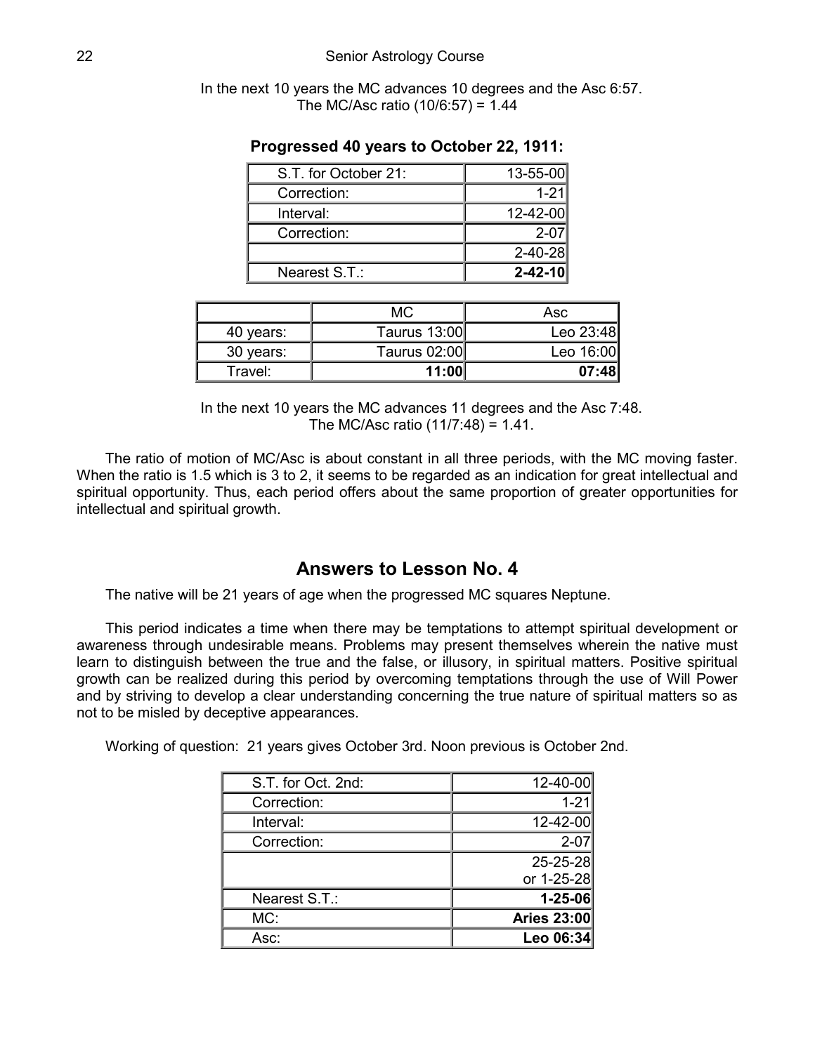In the next 10 years the MC advances 10 degrees and the Asc 6:57.
The MC/Asc ratio (10/6:57) = 1.44

**Progressed 40 years to October 22, 1911:**

| | |
|---|---|
| S.T. for October 21: | 13-55-00 |
| Correction: | 1-21 |
| Interval: | 12-42-00 |
| Correction: | 2-07 |
| | 2-40-28 |
| Nearest S.T.: | **2-42-10** |

| | MC | Asc |
|---|---|---|
| 40 years: | Taurus 13:00 | Leo 23:48 |
| 30 years: | Taurus 02:00 | Leo 16:00 |
| Travel: | **11:00** | **07:48** |

In the next 10 years the MC advances 11 degrees and the Asc 7:48.
The MC/Asc ratio (11/7:48) = 1.41.

The ratio of motion of MC/Asc is about constant in all three periods, with the MC moving faster. When the ratio is 1.5 which is 3 to 2, it seems to be regarded as an indication for great intellectual and spiritual opportunity. Thus, each period offers about the same proportion of greater opportunities for intellectual and spiritual growth.

## Answers to Lesson No. 4

The native will be 21 years of age when the progressed MC squares Neptune.

This period indicates a time when there may be temptations to attempt spiritual development or awareness through undesirable means. Problems may present themselves wherein the native must learn to distinguish between the true and the false, or illusory, in spiritual matters. Positive spiritual growth can be realized during this period by overcoming temptations through the use of Will Power and by striving to develop a clear understanding concerning the true nature of spiritual matters so as not to be misled by deceptive appearances.

Working of question: 21 years gives October 3rd. Noon previous is October 2nd.

| | |
|---|---|
| S.T. for Oct. 2nd: | 12-40-00 |
| Correction: | 1-21 |
| Interval: | 12-42-00 |
| Correction: | 2-07 |
| | 25-25-28 or 1-25-28 |
| Nearest S.T.: | **1-25-06** |
| MC: | **Aries 23:00** |
| Asc: | **Leo 06:34** |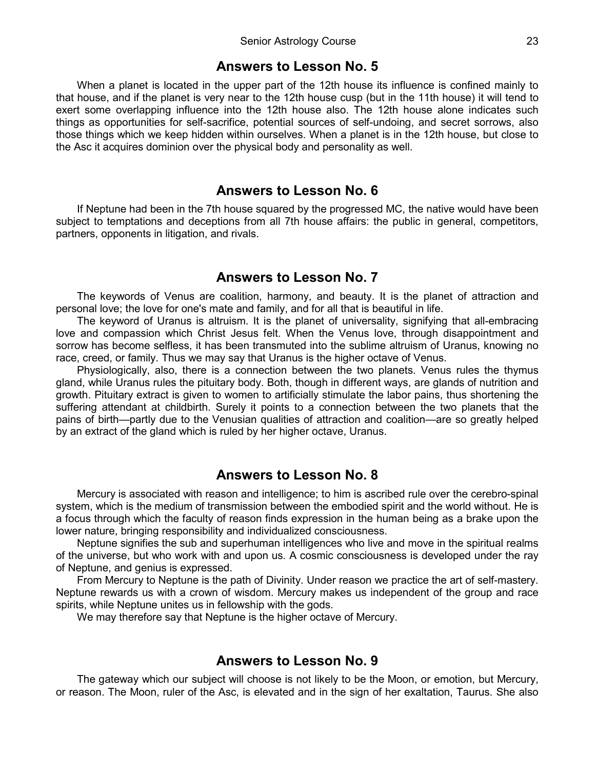## Answers to Lesson No. 5

When a planet is located in the upper part of the 12th house its influence is confined mainly to that house, and if the planet is very near to the 12th house cusp (but in the 11th house) it will tend to exert some overlapping influence into the 12th house also. The 12th house alone indicates such things as opportunities for self-sacrifice, potential sources of self-undoing, and secret sorrows, also those things which we keep hidden within ourselves. When a planet is in the 12th house, but close to the Asc it acquires dominion over the physical body and personality as well.

## Answers to Lesson No. 6

If Neptune had been in the 7th house squared by the progressed MC, the native would have been subject to temptations and deceptions from all 7th house affairs: the public in general, competitors, partners, opponents in litigation, and rivals.

## Answers to Lesson No. 7

The keywords of Venus are coalition, harmony, and beauty. It is the planet of attraction and personal love; the love for one's mate and family, and for all that is beautiful in life.

The keyword of Uranus is altruism. It is the planet of universality, signifying that all-embracing love and compassion which Christ Jesus felt. When the Venus love, through disappointment and sorrow has become selfless, it has been transmuted into the sublime altruism of Uranus, knowing no race, creed, or family. Thus we may say that Uranus is the higher octave of Venus.

Physiologically, also, there is a connection between the two planets. Venus rules the thymus gland, while Uranus rules the pituitary body. Both, though in different ways, are glands of nutrition and growth. Pituitary extract is given to women to artificially stimulate the labor pains, thus shortening the suffering attendant at childbirth. Surely it points to a connection between the two planets that the pains of birth—partly due to the Venusian qualities of attraction and coalition—are so greatly helped by an extract of the gland which is ruled by her higher octave, Uranus.

## Answers to Lesson No. 8

Mercury is associated with reason and intelligence; to him is ascribed rule over the cerebro-spinal system, which is the medium of transmission between the embodied spirit and the world without. He is a focus through which the faculty of reason finds expression in the human being as a brake upon the lower nature, bringing responsibility and individualized consciousness.

Neptune signifies the sub and superhuman intelligences who live and move in the spiritual realms of the universe, but who work with and upon us. A cosmic consciousness is developed under the ray of Neptune, and genius is expressed.

From Mercury to Neptune is the path of Divinity. Under reason we practice the art of self-mastery. Neptune rewards us with a crown of wisdom. Mercury makes us independent of the group and race spirits, while Neptune unites us in fellowship with the gods.

We may therefore say that Neptune is the higher octave of Mercury.

## Answers to Lesson No. 9

The gateway which our subject will choose is not likely to be the Moon, or emotion, but Mercury, or reason. The Moon, ruler of the Asc, is elevated and in the sign of her exaltation, Taurus. She also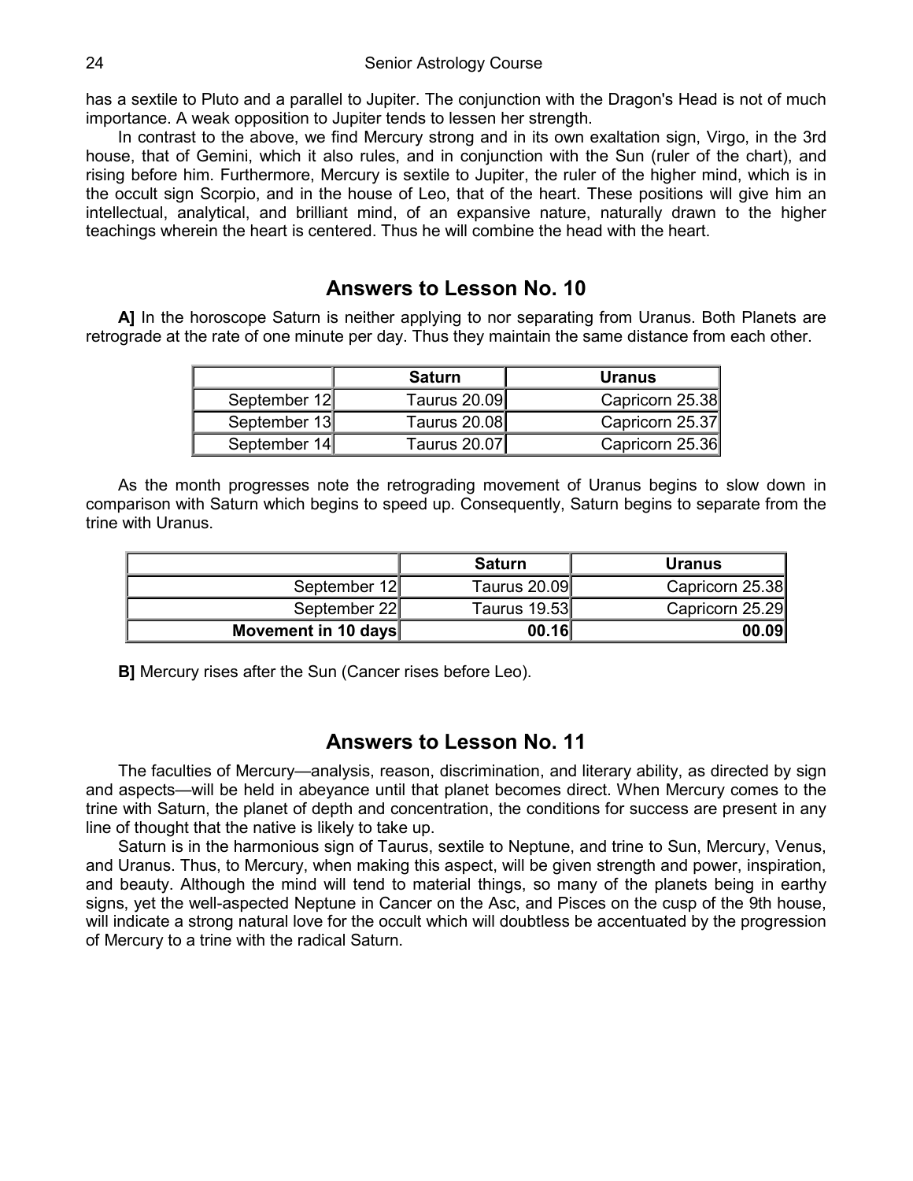has a sextile to Pluto and a parallel to Jupiter. The conjunction with the Dragon's Head is not of much importance. A weak opposition to Jupiter tends to lessen her strength.

In contrast to the above, we find Mercury strong and in its own exaltation sign, Virgo, in the 3rd house, that of Gemini, which it also rules, and in conjunction with the Sun (ruler of the chart), and rising before him. Furthermore, Mercury is sextile to Jupiter, the ruler of the higher mind, which is in the occult sign Scorpio, and in the house of Leo, that of the heart. These positions will give him an intellectual, analytical, and brilliant mind, of an expansive nature, naturally drawn to the higher teachings wherein the heart is centered. Thus he will combine the head with the heart.

## Answers to Lesson No. 10

**A]** In the horoscope Saturn is neither applying to nor separating from Uranus. Both Planets are retrograde at the rate of one minute per day. Thus they maintain the same distance from each other.

| | Saturn | Uranus |
|---|---|---|
| September 12 | Taurus 20.09 | Capricorn 25.38 |
| September 13 | Taurus 20.08 | Capricorn 25.37 |
| September 14 | Taurus 20.07 | Capricorn 25.36 |

As the month progresses note the retrograding movement of Uranus begins to slow down in comparison with Saturn which begins to speed up. Consequently, Saturn begins to separate from the trine with Uranus.

| | Saturn | Uranus |
|---|---|---|
| September 12 | Taurus 20.09 | Capricorn 25.38 |
| September 22 | Taurus 19.53 | Capricorn 25.29 |
| **Movement in 10 days** | **00.16** | **00.09** |

**B]** Mercury rises after the Sun (Cancer rises before Leo).

## Answers to Lesson No. 11

The faculties of Mercury—analysis, reason, discrimination, and literary ability, as directed by sign and aspects—will be held in abeyance until that planet becomes direct. When Mercury comes to the trine with Saturn, the planet of depth and concentration, the conditions for success are present in any line of thought that the native is likely to take up.

Saturn is in the harmonious sign of Taurus, sextile to Neptune, and trine to Sun, Mercury, Venus, and Uranus. Thus, to Mercury, when making this aspect, will be given strength and power, inspiration, and beauty. Although the mind will tend to material things, so many of the planets being in earthy signs, yet the well-aspected Neptune in Cancer on the Asc, and Pisces on the cusp of the 9th house, will indicate a strong natural love for the occult which will doubtless be accentuated by the progression of Mercury to a trine with the radical Saturn.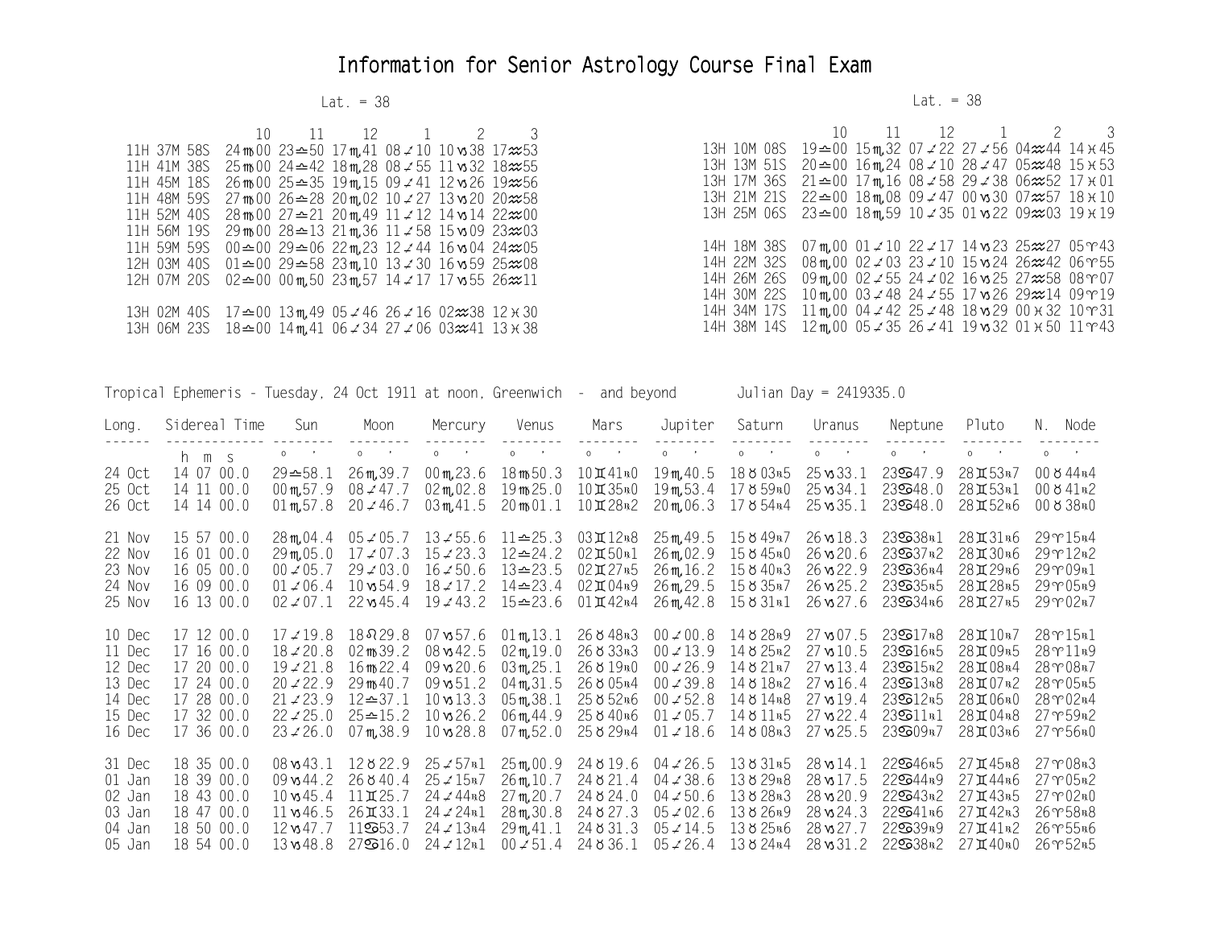# Information for Senior Astrology Course Final Exam

Lat. = 38

| | 10 | 11 | 12 | 1 | 2 | 3 |
|---|---|---|---|---|---|---|
| 11H 37M 58S | 24♍00 | 23♎50 | 17♏41 | 08♐10 | 10♑38 | 17♒53 |
| 11H 41M 38S | 25♍00 | 24♎42 | 18♏28 | 08♐55 | 11♑32 | 18♒55 |
| 11H 45M 18S | 26♍00 | 25♎35 | 19♏15 | 09♐41 | 12♑26 | 19♒56 |
| 11H 48M 59S | 27♍00 | 26♎28 | 20♏02 | 10♐27 | 13♑20 | 20♒58 |
| 11H 52M 40S | 28♍00 | 27♎21 | 20♏49 | 11♐12 | 14♑14 | 22♒00 |
| 11H 56M 19S | 29♍00 | 28♎13 | 21♏36 | 11♐58 | 15♑09 | 23♒03 |
| 11H 59M 59S | 00♎00 | 29♎06 | 22♏23 | 12♐44 | 16♑04 | 24♒05 |
| 12H 03M 40S | 01♎00 | 29♎58 | 23♏10 | 13♐30 | 16♑59 | 25♒08 |
| 12H 07M 20S | 02♎00 | 00♏50 | 23♏57 | 14♐17 | 17♑55 | 26♒11 |
| | | | | | | |
| 13H 02M 40S | 17♎00 | 13♏49 | 05♐46 | 26♐16 | 02♒38 | 12♓30 |
| 13H 06M 23S | 18♎00 | 14♏41 | 06♐34 | 27♐06 | 03♒41 | 13♓38 |

Lat. = 38

| | 10 | 11 | 12 | 1 | 2 | 3 |
|---|---|---|---|---|---|---|
| 13H 10M 08S | 19♎00 | 15♏32 | 07♐22 | 27♐56 | 04♒44 | 14♓45 |
| 13H 13M 51S | 20♎00 | 16♏24 | 08♐10 | 28♐47 | 05♒48 | 15♓53 |
| 13H 17M 36S | 21♎00 | 17♏16 | 08♐58 | 29♐38 | 06♒52 | 17♓01 |
| 13H 21M 21S | 22♎00 | 18♏08 | 09♐47 | 00♑30 | 07♒57 | 18♓10 |
| 13H 25M 06S | 23♎00 | 18♏59 | 10♐35 | 01♑22 | 09♒03 | 19♓19 |
| | | | | | | |
| 14H 18M 38S | 07♏00 | 01♐10 | 22♐17 | 14♑23 | 25♒27 | 05♈43 |
| 14H 22M 32S | 08♏00 | 02♐03 | 23♐10 | 15♑24 | 26♒42 | 06♈55 |
| 14H 26M 26S | 09♏00 | 02♐55 | 24♐02 | 16♑25 | 27♒58 | 08♈07 |
| 14H 30M 22S | 10♏00 | 03♐48 | 24♐55 | 17♑26 | 29♒14 | 09♈19 |
| 14H 34M 17S | 11♏00 | 04♐42 | 25♐48 | 18♑29 | 00♓32 | 10♈31 |
| 14H 38M 14S | 12♏00 | 05♐35 | 26♐41 | 19♑32 | 01♓50 | 11♈43 |

Tropical Ephemeris - Tuesday, 24 Oct 1911 at noon, Greenwich - and beyond    Julian Day = 2419335.0

| Long. | Sidereal Time | Sun | Moon | Mercury | Venus | Mars | Jupiter | Saturn | Uranus | Neptune | Pluto | N. Node |
|---|---|---|---|---|---|---|---|---|---|---|---|---|
| | h m s | ° ' | ° ' | ° ' | ° ' | ° ' | ° ' | ° ' | ° ' | ° ' | ° ' | ° ' |
| 24 Oct | 14 07 00.0 | 29♎58.1 | 26♏39.7 | 00♏23.6 | 18♍50.3 | 10♊41R0 | 19♏40.5 | 18♉03R5 | 25♑33.1 | 23♋47.9 | 28♊53R7 | 00♉44R4 |
| 25 Oct | 14 11 00.0 | 00♏57.9 | 08♐47.7 | 02♏02.8 | 19♍25.0 | 10♊35R0 | 19♏53.4 | 17♉59R0 | 25♑34.1 | 23♋48.0 | 28♊53R1 | 00♉41R2 |
| 26 Oct | 14 14 00.0 | 01♏57.8 | 20♐46.7 | 03♏41.5 | 20♍01.1 | 10♊28R2 | 20♏06.3 | 17♉54R4 | 25♑35.1 | 23♋48.0 | 28♊52R6 | 00♉38R0 |
| | | | | | | | | | | | | |
| 21 Nov | 15 57 00.0 | 28♏04.4 | 05♐05.7 | 13♐55.6 | 11♎25.3 | 03♊12R8 | 25♏49.5 | 15♉49R7 | 26♑18.3 | 23♋38R1 | 28♊31R6 | 29♈15R4 |
| 22 Nov | 16 01 00.0 | 29♏05.0 | 17♐07.3 | 15♐23.3 | 12♎24.2 | 02♊50R1 | 26♏02.9 | 15♉45R0 | 26♑20.6 | 23♋37R2 | 28♊30R6 | 29♈12R2 |
| 23 Nov | 16 05 00.0 | 00♐05.7 | 29♐03.0 | 16♐50.6 | 13♎23.5 | 02♊27R5 | 26♏16.2 | 15♉40R3 | 26♑22.9 | 23♋36R4 | 28♊29R6 | 29♈09R1 |
| 24 Nov | 16 09 00.0 | 01♐06.4 | 10♑54.9 | 18♐17.2 | 14♎23.4 | 02♊04R9 | 26♏29.5 | 15♉35R7 | 26♑25.2 | 23♋35R5 | 28♊28R5 | 29♈05R9 |
| 25 Nov | 16 13 00.0 | 02♐07.1 | 22♑45.4 | 19♐43.2 | 15♎23.6 | 01♊42R4 | 26♏42.8 | 15♉31R1 | 26♑27.6 | 23♋34R6 | 28♊27R5 | 29♈02R7 |
| | | | | | | | | | | | | |
| 10 Dec | 17 12 00.0 | 17♐19.8 | 18♌29.8 | 07♑57.6 | 01♏13.1 | 26♉48R3 | 00♐00.8 | 14♉28R9 | 27♑07.5 | 23♋17R8 | 28♊10R7 | 28♈15R1 |
| 11 Dec | 17 16 00.0 | 18♐20.8 | 02♍39.2 | 08♑42.5 | 02♏19.0 | 26♉33R3 | 00♐13.9 | 14♉25R2 | 27♑10.5 | 23♋16R5 | 28♊09R5 | 28♈11R9 |
| 12 Dec | 17 20 00.0 | 19♐21.8 | 16♍22.4 | 09♑20.6 | 03♏25.1 | 26♉19R0 | 00♐26.9 | 14♉21R7 | 27♑13.4 | 23♋15R2 | 28♊08R4 | 28♈08R7 |
| 13 Dec | 17 24 00.0 | 20♐22.9 | 29♍40.7 | 09♑51.2 | 04♏31.5 | 26♉05R4 | 00♐39.8 | 14♉18R2 | 27♑16.4 | 23♋13R8 | 28♊07R2 | 28♈05R5 |
| 14 Dec | 17 28 00.0 | 21♐23.9 | 12♎37.1 | 10♑13.3 | 05♏38.1 | 25♉52R6 | 00♐52.8 | 14♉14R8 | 27♑19.4 | 23♋12R5 | 28♊06R0 | 28♈02R4 |
| 15 Dec | 17 32 00.0 | 22♐25.0 | 25♎15.2 | 10♑26.2 | 06♏44.9 | 25♉40R6 | 01♐05.7 | 14♉11R5 | 27♑22.4 | 23♋11R1 | 28♊04R8 | 27♈59R2 |
| 16 Dec | 17 36 00.0 | 23♐26.0 | 07♏38.9 | 10♑28.8 | 07♏52.0 | 25♉29R4 | 01♐18.6 | 14♉08R3 | 27♑25.5 | 23♋09R7 | 28♊03R6 | 27♈56R0 |
| | | | | | | | | | | | | |
| 31 Dec | 18 35 00.0 | 08♑43.1 | 12♉22.9 | 25♐57R1 | 25♏00.9 | 24♉19.6 | 04♐26.5 | 13♉31R5 | 28♑14.1 | 22♋46R5 | 27♊45R8 | 27♈08R3 |
| 01 Jan | 18 39 00.0 | 09♑44.2 | 26♉40.4 | 25♐15R7 | 26♏10.7 | 24♉21.4 | 04♐38.6 | 13♉29R8 | 28♑17.5 | 22♋44R9 | 27♊44R6 | 27♈05R2 |
| 02 Jan | 18 43 00.0 | 10♑45.4 | 11♊25.7 | 24♐44R8 | 27♏20.7 | 24♉24.0 | 04♐50.6 | 13♉28R3 | 28♑20.9 | 22♋43R2 | 27♊43R5 | 27♈02R0 |
| 03 Jan | 18 47 00.0 | 11♑46.5 | 26♊33.1 | 24♐24R1 | 28♏30.8 | 24♉27.3 | 05♐02.6 | 13♉26R9 | 28♑24.3 | 22♋41R6 | 27♊42R3 | 26♈58R8 |
| 04 Jan | 18 50 00.0 | 12♑47.7 | 11♋53.7 | 24♐13R4 | 29♏41.1 | 24♉31.3 | 05♐14.5 | 13♉25R6 | 28♑27.7 | 22♋39R9 | 27♊41R2 | 26♈55R6 |
| 05 Jan | 18 54 00.0 | 13♑48.8 | 27♋16.0 | 24♐12R1 | 00♐51.4 | 24♉36.1 | 05♐26.4 | 13♉24R4 | 28♑31.2 | 22♋38R2 | 27♊40R0 | 26♈52R5 |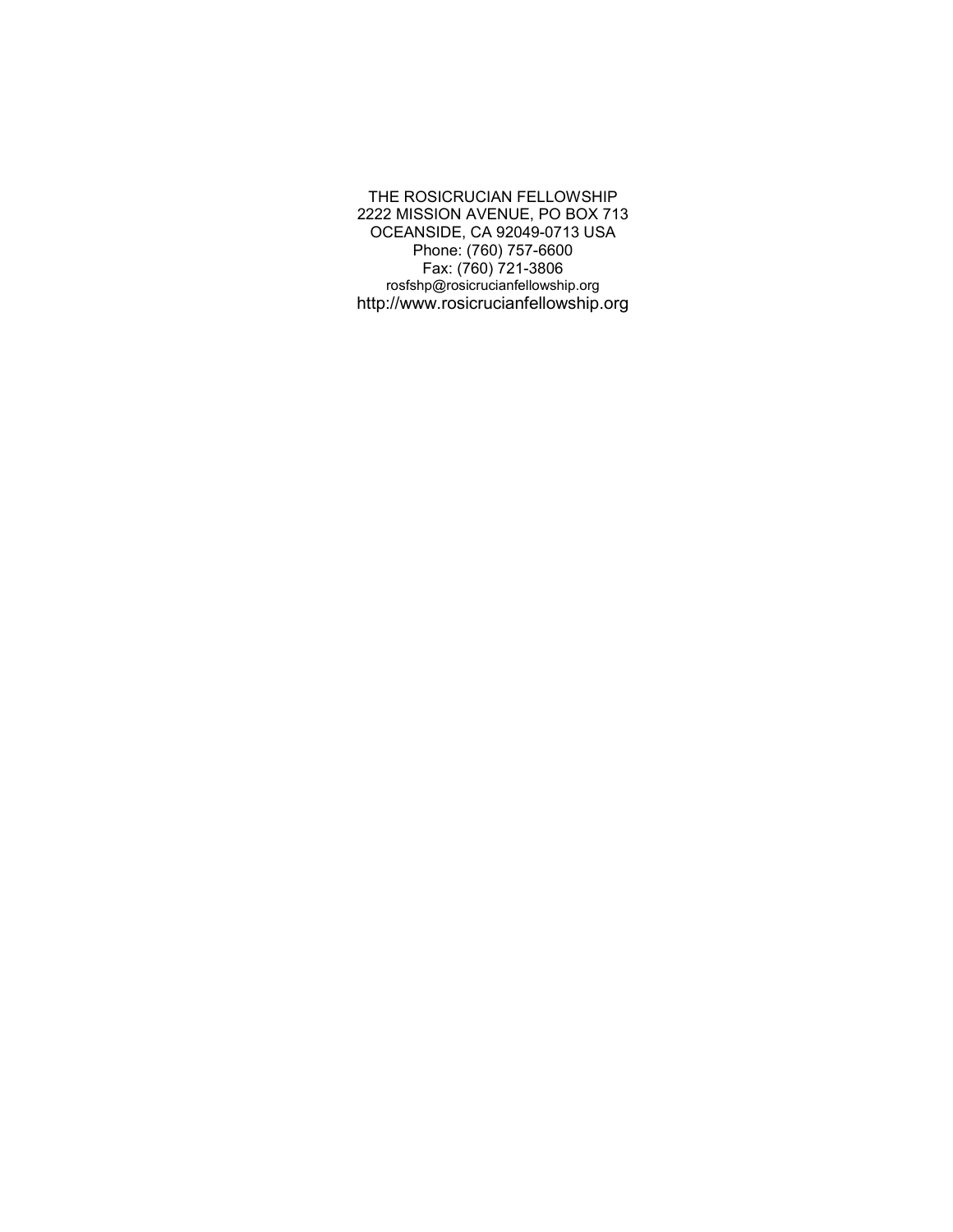THE ROSICRUCIAN FELLOWSHIP
2222 MISSION AVENUE, PO BOX 713
OCEANSIDE, CA 92049-0713 USA
Phone: (760) 757-6600
Fax: (760) 721-3806
rosfshp@rosicrucianfellowship.org
http://www.rosicrucianfellowship.org